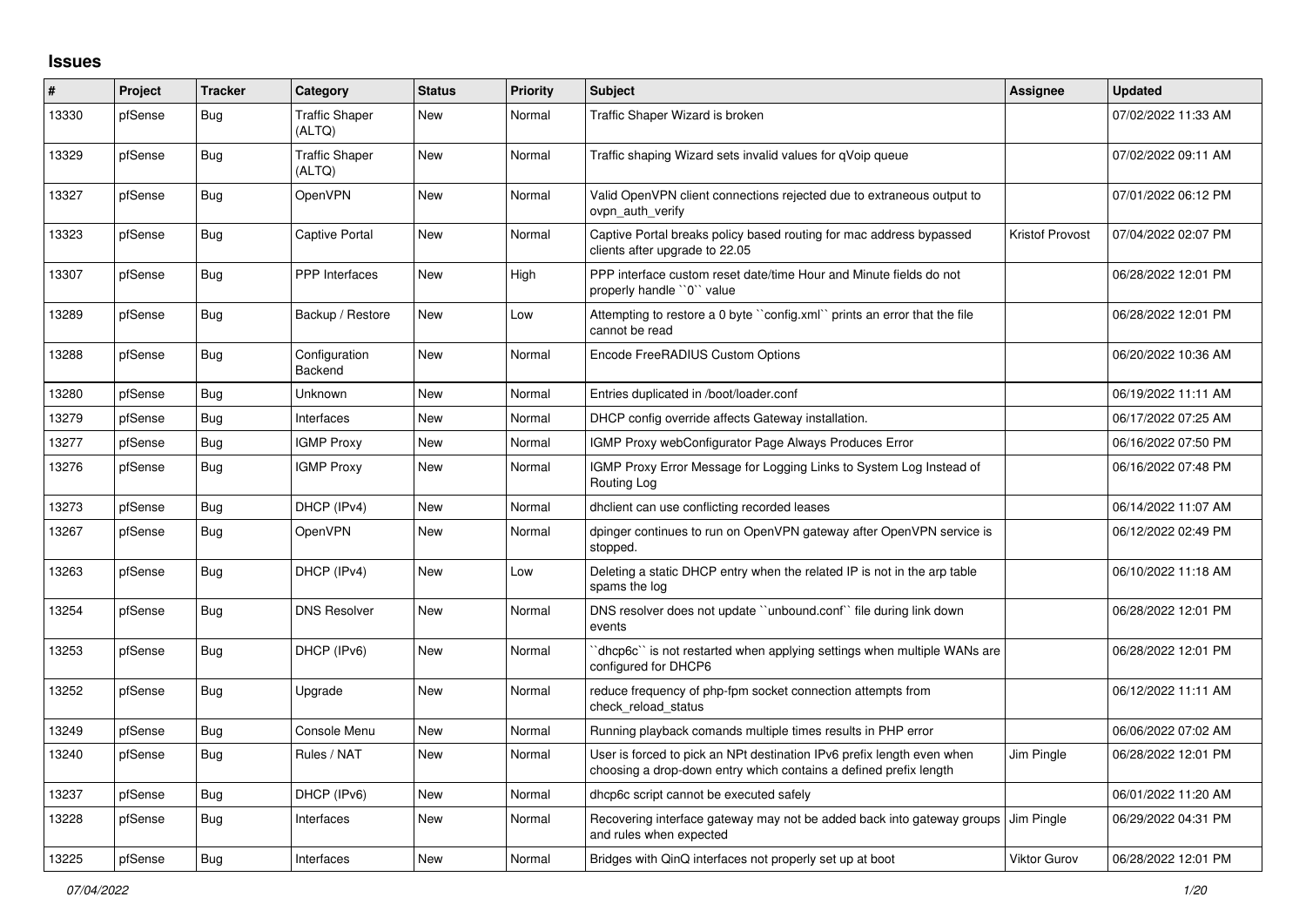## Issues

| # | Project | Tracker | Category | Status | Priority | Subject | Assignee | Updated |
|---|---|---|---|---|---|---|---|---|
| 13330 | pfSense | Bug | Traffic Shaper (ALTQ) | New | Normal | Traffic Shaper Wizard is broken | | 07/02/2022 11:33 AM |
| 13329 | pfSense | Bug | Traffic Shaper (ALTQ) | New | Normal | Traffic shaping Wizard sets invalid values for qVoip queue | | 07/02/2022 09:11 AM |
| 13327 | pfSense | Bug | OpenVPN | New | Normal | Valid OpenVPN client connections rejected due to extraneous output to ovpn_auth_verify | | 07/01/2022 06:12 PM |
| 13323 | pfSense | Bug | Captive Portal | New | Normal | Captive Portal breaks policy based routing for mac address bypassed clients after upgrade to 22.05 | Kristof Provost | 07/04/2022 02:07 PM |
| 13307 | pfSense | Bug | PPP Interfaces | New | High | PPP interface custom reset date/time Hour and Minute fields do not properly handle ``0`` value | | 06/28/2022 12:01 PM |
| 13289 | pfSense | Bug | Backup / Restore | New | Low | Attempting to restore a 0 byte ``config.xml`` prints an error that the file cannot be read | | 06/28/2022 12:01 PM |
| 13288 | pfSense | Bug | Configuration Backend | New | Normal | Encode FreeRADIUS Custom Options | | 06/20/2022 10:36 AM |
| 13280 | pfSense | Bug | Unknown | New | Normal | Entries duplicated in /boot/loader.conf | | 06/19/2022 11:11 AM |
| 13279 | pfSense | Bug | Interfaces | New | Normal | DHCP config override affects Gateway installation. | | 06/17/2022 07:25 AM |
| 13277 | pfSense | Bug | IGMP Proxy | New | Normal | IGMP Proxy webConfigurator Page Always Produces Error | | 06/16/2022 07:50 PM |
| 13276 | pfSense | Bug | IGMP Proxy | New | Normal | IGMP Proxy Error Message for Logging Links to System Log Instead of Routing Log | | 06/16/2022 07:48 PM |
| 13273 | pfSense | Bug | DHCP (IPv4) | New | Normal | dhclient can use conflicting recorded leases | | 06/14/2022 11:07 AM |
| 13267 | pfSense | Bug | OpenVPN | New | Normal | dpinger continues to run on OpenVPN gateway after OpenVPN service is stopped. | | 06/12/2022 02:49 PM |
| 13263 | pfSense | Bug | DHCP (IPv4) | New | Low | Deleting a static DHCP entry when the related IP is not in the arp table spams the log | | 06/10/2022 11:18 AM |
| 13254 | pfSense | Bug | DNS Resolver | New | Normal | DNS resolver does not update ``unbound.conf`` file during link down events | | 06/28/2022 12:01 PM |
| 13253 | pfSense | Bug | DHCP (IPv6) | New | Normal | ``dhcp6c`` is not restarted when applying settings when multiple WANs are configured for DHCP6 | | 06/28/2022 12:01 PM |
| 13252 | pfSense | Bug | Upgrade | New | Normal | reduce frequency of php-fpm socket connection attempts from check_reload_status | | 06/12/2022 11:11 AM |
| 13249 | pfSense | Bug | Console Menu | New | Normal | Running playback comands multiple times results in PHP error | | 06/06/2022 07:02 AM |
| 13240 | pfSense | Bug | Rules / NAT | New | Normal | User is forced to pick an NPt destination IPv6 prefix length even when choosing a drop-down entry which contains a defined prefix length | Jim Pingle | 06/28/2022 12:01 PM |
| 13237 | pfSense | Bug | DHCP (IPv6) | New | Normal | dhcp6c script cannot be executed safely | | 06/01/2022 11:20 AM |
| 13228 | pfSense | Bug | Interfaces | New | Normal | Recovering interface gateway may not be added back into gateway groups and rules when expected | Jim Pingle | 06/29/2022 04:31 PM |
| 13225 | pfSense | Bug | Interfaces | New | Normal | Bridges with QinQ interfaces not properly set up at boot | Viktor Gurov | 06/28/2022 12:01 PM |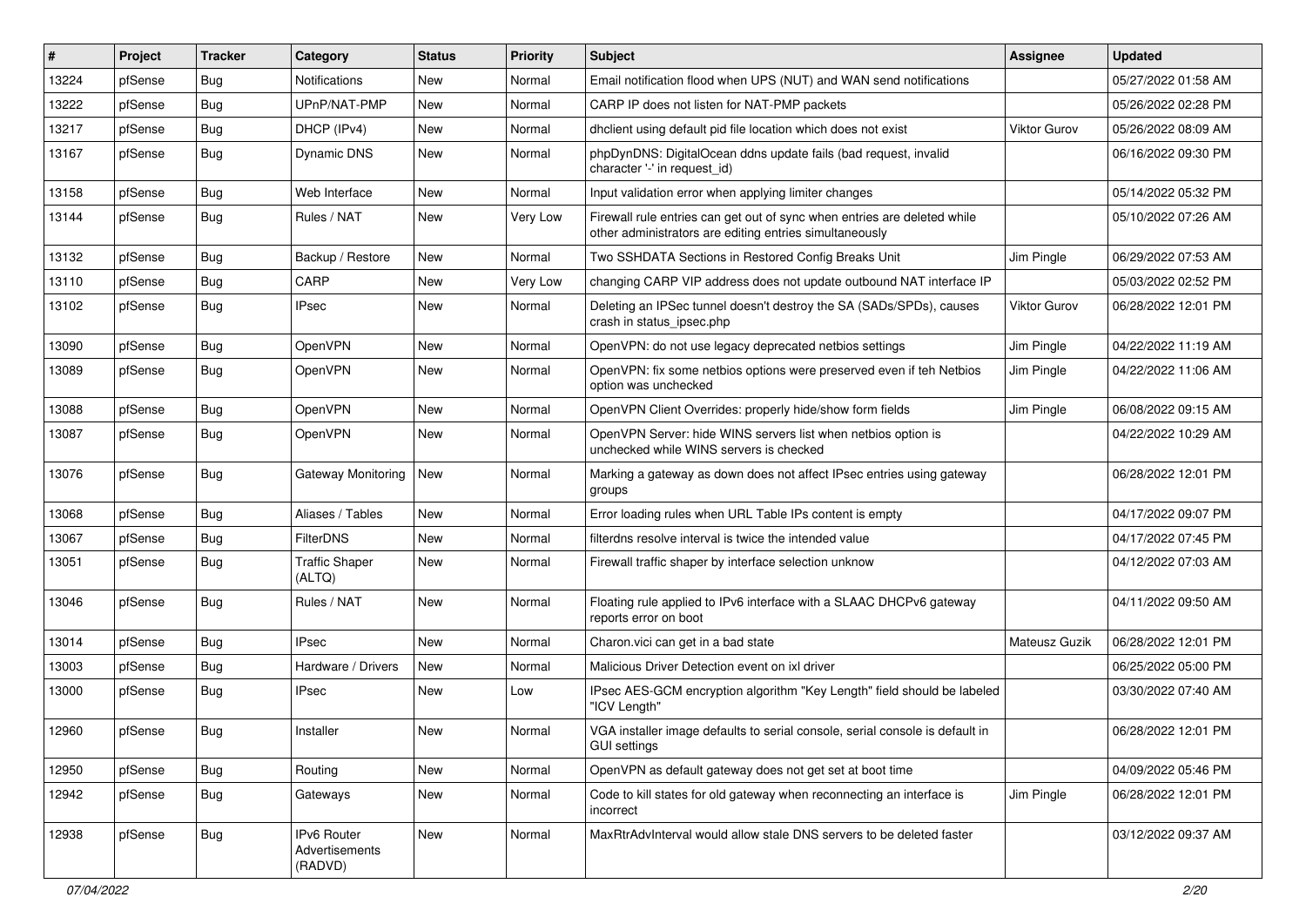| # | Project | Tracker | Category | Status | Priority | Subject | Assignee | Updated |
|---|---|---|---|---|---|---|---|---|
| 13224 | pfSense | Bug | Notifications | New | Normal | Email notification flood when UPS (NUT) and WAN send notifications | | 05/27/2022 01:58 AM |
| 13222 | pfSense | Bug | UPnP/NAT-PMP | New | Normal | CARP IP does not listen for NAT-PMP packets | | 05/26/2022 02:28 PM |
| 13217 | pfSense | Bug | DHCP (IPv4) | New | Normal | dhclient using default pid file location which does not exist | Viktor Gurov | 05/26/2022 08:09 AM |
| 13167 | pfSense | Bug | Dynamic DNS | New | Normal | phpDynDNS: DigitalOcean ddns update fails (bad request, invalid character '-' in request_id) | | 06/16/2022 09:30 PM |
| 13158 | pfSense | Bug | Web Interface | New | Normal | Input validation error when applying limiter changes | | 05/14/2022 05:32 PM |
| 13144 | pfSense | Bug | Rules / NAT | New | Very Low | Firewall rule entries can get out of sync when entries are deleted while other administrators are editing entries simultaneously | | 05/10/2022 07:26 AM |
| 13132 | pfSense | Bug | Backup / Restore | New | Normal | Two SSHDATA Sections in Restored Config Breaks Unit | Jim Pingle | 06/29/2022 07:53 AM |
| 13110 | pfSense | Bug | CARP | New | Very Low | changing CARP VIP address does not update outbound NAT interface IP | | 05/03/2022 02:52 PM |
| 13102 | pfSense | Bug | IPsec | New | Normal | Deleting an IPSec tunnel doesn't destroy the SA (SADs/SPDs), causes crash in status_ipsec.php | Viktor Gurov | 06/28/2022 12:01 PM |
| 13090 | pfSense | Bug | OpenVPN | New | Normal | OpenVPN: do not use legacy deprecated netbios settings | Jim Pingle | 04/22/2022 11:19 AM |
| 13089 | pfSense | Bug | OpenVPN | New | Normal | OpenVPN: fix some netbios options were preserved even if teh Netbios option was unchecked | Jim Pingle | 04/22/2022 11:06 AM |
| 13088 | pfSense | Bug | OpenVPN | New | Normal | OpenVPN Client Overrides: properly hide/show form fields | Jim Pingle | 06/08/2022 09:15 AM |
| 13087 | pfSense | Bug | OpenVPN | New | Normal | OpenVPN Server: hide WINS servers list when netbios option is unchecked while WINS servers is checked | | 04/22/2022 10:29 AM |
| 13076 | pfSense | Bug | Gateway Monitoring | New | Normal | Marking a gateway as down does not affect IPsec entries using gateway groups | | 06/28/2022 12:01 PM |
| 13068 | pfSense | Bug | Aliases / Tables | New | Normal | Error loading rules when URL Table IPs content is empty | | 04/17/2022 09:07 PM |
| 13067 | pfSense | Bug | FilterDNS | New | Normal | filterdns resolve interval is twice the intended value | | 04/17/2022 07:45 PM |
| 13051 | pfSense | Bug | Traffic Shaper (ALTQ) | New | Normal | Firewall traffic shaper by interface selection unknow | | 04/12/2022 07:03 AM |
| 13046 | pfSense | Bug | Rules / NAT | New | Normal | Floating rule applied to IPv6 interface with a SLAAC DHCPv6 gateway reports error on boot | | 04/11/2022 09:50 AM |
| 13014 | pfSense | Bug | IPsec | New | Normal | Charon.vici can get in a bad state | Mateusz Guzik | 06/28/2022 12:01 PM |
| 13003 | pfSense | Bug | Hardware / Drivers | New | Normal | Malicious Driver Detection event on ixl driver | | 06/25/2022 05:00 PM |
| 13000 | pfSense | Bug | IPsec | New | Low | IPsec AES-GCM encryption algorithm "Key Length" field should be labeled "ICV Length" | | 03/30/2022 07:40 AM |
| 12960 | pfSense | Bug | Installer | New | Normal | VGA installer image defaults to serial console, serial console is default in GUI settings | | 06/28/2022 12:01 PM |
| 12950 | pfSense | Bug | Routing | New | Normal | OpenVPN as default gateway does not get set at boot time | | 04/09/2022 05:46 PM |
| 12942 | pfSense | Bug | Gateways | New | Normal | Code to kill states for old gateway when reconnecting an interface is incorrect | Jim Pingle | 06/28/2022 12:01 PM |
| 12938 | pfSense | Bug | IPv6 Router Advertisements (RADVD) | New | Normal | MaxRtrAdvInterval would allow stale DNS servers to be deleted faster | | 03/12/2022 09:37 AM |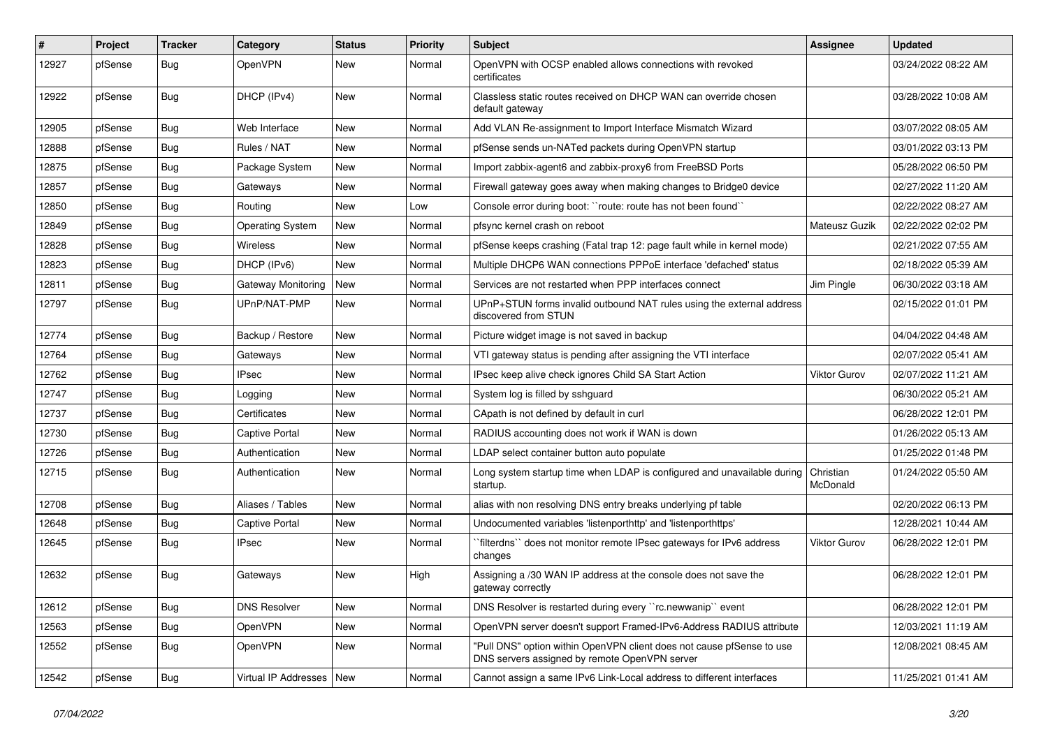| # | Project | Tracker | Category | Status | Priority | Subject | Assignee | Updated |
|---|---|---|---|---|---|---|---|---|
| 12927 | pfSense | Bug | OpenVPN | New | Normal | OpenVPN with OCSP enabled allows connections with revoked certificates | | 03/24/2022 08:22 AM |
| 12922 | pfSense | Bug | DHCP (IPv4) | New | Normal | Classless static routes received on DHCP WAN can override chosen default gateway | | 03/28/2022 10:08 AM |
| 12905 | pfSense | Bug | Web Interface | New | Normal | Add VLAN Re-assignment to Import Interface Mismatch Wizard | | 03/07/2022 08:05 AM |
| 12888 | pfSense | Bug | Rules / NAT | New | Normal | pfSense sends un-NATed packets during OpenVPN startup | | 03/01/2022 03:13 PM |
| 12875 | pfSense | Bug | Package System | New | Normal | Import zabbix-agent6 and zabbix-proxy6 from FreeBSD Ports | | 05/28/2022 06:50 PM |
| 12857 | pfSense | Bug | Gateways | New | Normal | Firewall gateway goes away when making changes to Bridge0 device | | 02/27/2022 11:20 AM |
| 12850 | pfSense | Bug | Routing | New | Low | Console error during boot: ``route: route has not been found`` | | 02/22/2022 08:27 AM |
| 12849 | pfSense | Bug | Operating System | New | Normal | pfsync kernel crash on reboot | Mateusz Guzik | 02/22/2022 02:02 PM |
| 12828 | pfSense | Bug | Wireless | New | Normal | pfSense keeps crashing (Fatal trap 12: page fault while in kernel mode) | | 02/21/2022 07:55 AM |
| 12823 | pfSense | Bug | DHCP (IPv6) | New | Normal | Multiple DHCP6 WAN connections PPPoE interface 'defached' status | | 02/18/2022 05:39 AM |
| 12811 | pfSense | Bug | Gateway Monitoring | New | Normal | Services are not restarted when PPP interfaces connect | Jim Pingle | 06/30/2022 03:18 AM |
| 12797 | pfSense | Bug | UPnP/NAT-PMP | New | Normal | UPnP+STUN forms invalid outbound NAT rules using the external address discovered from STUN | | 02/15/2022 01:01 PM |
| 12774 | pfSense | Bug | Backup / Restore | New | Normal | Picture widget image is not saved in backup | | 04/04/2022 04:48 AM |
| 12764 | pfSense | Bug | Gateways | New | Normal | VTI gateway status is pending after assigning the VTI interface | | 02/07/2022 05:41 AM |
| 12762 | pfSense | Bug | IPsec | New | Normal | IPsec keep alive check ignores Child SA Start Action | Viktor Gurov | 02/07/2022 11:21 AM |
| 12747 | pfSense | Bug | Logging | New | Normal | System log is filled by sshguard | | 06/30/2022 05:21 AM |
| 12737 | pfSense | Bug | Certificates | New | Normal | CApath is not defined by default in curl | | 06/28/2022 12:01 PM |
| 12730 | pfSense | Bug | Captive Portal | New | Normal | RADIUS accounting does not work if WAN is down | | 01/26/2022 05:13 AM |
| 12726 | pfSense | Bug | Authentication | New | Normal | LDAP select container button auto populate | | 01/25/2022 01:48 PM |
| 12715 | pfSense | Bug | Authentication | New | Normal | Long system startup time when LDAP is configured and unavailable during startup. | Christian McDonald | 01/24/2022 05:50 AM |
| 12708 | pfSense | Bug | Aliases / Tables | New | Normal | alias with non resolving DNS entry breaks underlying pf table | | 02/20/2022 06:13 PM |
| 12648 | pfSense | Bug | Captive Portal | New | Normal | Undocumented variables 'listenporthttp' and 'listenporthttps' | | 12/28/2021 10:44 AM |
| 12645 | pfSense | Bug | IPsec | New | Normal | ``filterdns`` does not monitor remote IPsec gateways for IPv6 address changes | Viktor Gurov | 06/28/2022 12:01 PM |
| 12632 | pfSense | Bug | Gateways | New | High | Assigning a /30 WAN IP address at the console does not save the gateway correctly | | 06/28/2022 12:01 PM |
| 12612 | pfSense | Bug | DNS Resolver | New | Normal | DNS Resolver is restarted during every ``rc.newwanip`` event | | 06/28/2022 12:01 PM |
| 12563 | pfSense | Bug | OpenVPN | New | Normal | OpenVPN server doesn't support Framed-IPv6-Address RADIUS attribute | | 12/03/2021 11:19 AM |
| 12552 | pfSense | Bug | OpenVPN | New | Normal | "Pull DNS" option within OpenVPN client does not cause pfSense to use DNS servers assigned by remote OpenVPN server | | 12/08/2021 08:45 AM |
| 12542 | pfSense | Bug | Virtual IP Addresses | New | Normal | Cannot assign a same IPv6 Link-Local address to different interfaces | | 11/25/2021 01:41 AM |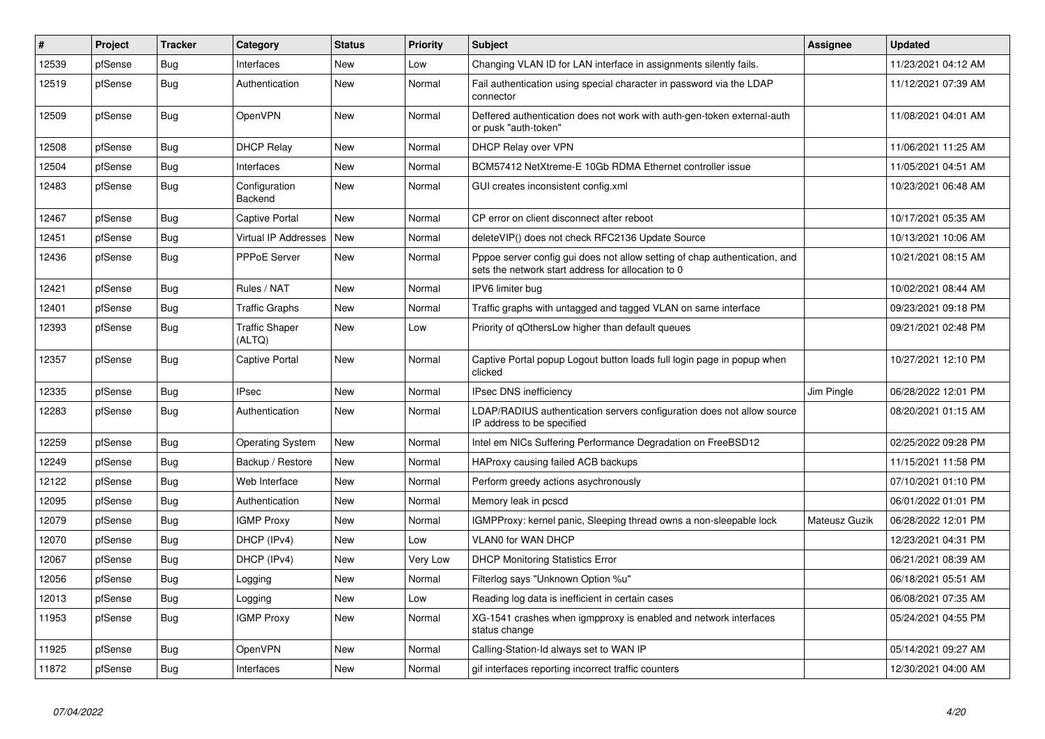| # | Project | Tracker | Category | Status | Priority | Subject | Assignee | Updated |
|---|---|---|---|---|---|---|---|---|
| 12539 | pfSense | Bug | Interfaces | New | Low | Changing VLAN ID for LAN interface in assignments silently fails. | | 11/23/2021 04:12 AM |
| 12519 | pfSense | Bug | Authentication | New | Normal | Fail authentication using special character in password via the LDAP connector | | 11/12/2021 07:39 AM |
| 12509 | pfSense | Bug | OpenVPN | New | Normal | Deffered authentication does not work with auth-gen-token external-auth or pusk "auth-token" | | 11/08/2021 04:01 AM |
| 12508 | pfSense | Bug | DHCP Relay | New | Normal | DHCP Relay over VPN | | 11/06/2021 11:25 AM |
| 12504 | pfSense | Bug | Interfaces | New | Normal | BCM57412 NetXtreme-E 10Gb RDMA Ethernet controller issue | | 11/05/2021 04:51 AM |
| 12483 | pfSense | Bug | Configuration Backend | New | Normal | GUI creates inconsistent config.xml | | 10/23/2021 06:48 AM |
| 12467 | pfSense | Bug | Captive Portal | New | Normal | CP error on client disconnect after reboot | | 10/17/2021 05:35 AM |
| 12451 | pfSense | Bug | Virtual IP Addresses | New | Normal | deleteVIP() does not check RFC2136 Update Source | | 10/13/2021 10:06 AM |
| 12436 | pfSense | Bug | PPPoE Server | New | Normal | Pppoe server config gui does not allow setting of chap authentication, and sets the network start address for allocation to 0 | | 10/21/2021 08:15 AM |
| 12421 | pfSense | Bug | Rules / NAT | New | Normal | IPV6 limiter bug | | 10/02/2021 08:44 AM |
| 12401 | pfSense | Bug | Traffic Graphs | New | Normal | Traffic graphs with untagged and tagged VLAN on same interface | | 09/23/2021 09:18 PM |
| 12393 | pfSense | Bug | Traffic Shaper (ALTQ) | New | Low | Priority of qOthersLow higher than default queues | | 09/21/2021 02:48 PM |
| 12357 | pfSense | Bug | Captive Portal | New | Normal | Captive Portal popup Logout button loads full login page in popup when clicked | | 10/27/2021 12:10 PM |
| 12335 | pfSense | Bug | IPsec | New | Normal | IPsec DNS inefficiency | Jim Pingle | 06/28/2022 12:01 PM |
| 12283 | pfSense | Bug | Authentication | New | Normal | LDAP/RADIUS authentication servers configuration does not allow source IP address to be specified | | 08/20/2021 01:15 AM |
| 12259 | pfSense | Bug | Operating System | New | Normal | Intel em NICs Suffering Performance Degradation on FreeBSD12 | | 02/25/2022 09:28 PM |
| 12249 | pfSense | Bug | Backup / Restore | New | Normal | HAProxy causing failed ACB backups | | 11/15/2021 11:58 PM |
| 12122 | pfSense | Bug | Web Interface | New | Normal | Perform greedy actions asychronously | | 07/10/2021 01:10 PM |
| 12095 | pfSense | Bug | Authentication | New | Normal | Memory leak in pcscd | | 06/01/2022 01:01 PM |
| 12079 | pfSense | Bug | IGMP Proxy | New | Normal | IGMPProxy: kernel panic, Sleeping thread owns a non-sleepable lock | Mateusz Guzik | 06/28/2022 12:01 PM |
| 12070 | pfSense | Bug | DHCP (IPv4) | New | Low | VLAN0 for WAN DHCP | | 12/23/2021 04:31 PM |
| 12067 | pfSense | Bug | DHCP (IPv4) | New | Very Low | DHCP Monitoring Statistics Error | | 06/21/2021 08:39 AM |
| 12056 | pfSense | Bug | Logging | New | Normal | Filterlog says "Unknown Option %u" | | 06/18/2021 05:51 AM |
| 12013 | pfSense | Bug | Logging | New | Low | Reading log data is inefficient in certain cases | | 06/08/2021 07:35 AM |
| 11953 | pfSense | Bug | IGMP Proxy | New | Normal | XG-1541 crashes when igmpproxy is enabled and network interfaces status change | | 05/24/2021 04:55 PM |
| 11925 | pfSense | Bug | OpenVPN | New | Normal | Calling-Station-Id always set to WAN IP | | 05/14/2021 09:27 AM |
| 11872 | pfSense | Bug | Interfaces | New | Normal | gif interfaces reporting incorrect traffic counters | | 12/30/2021 04:00 AM |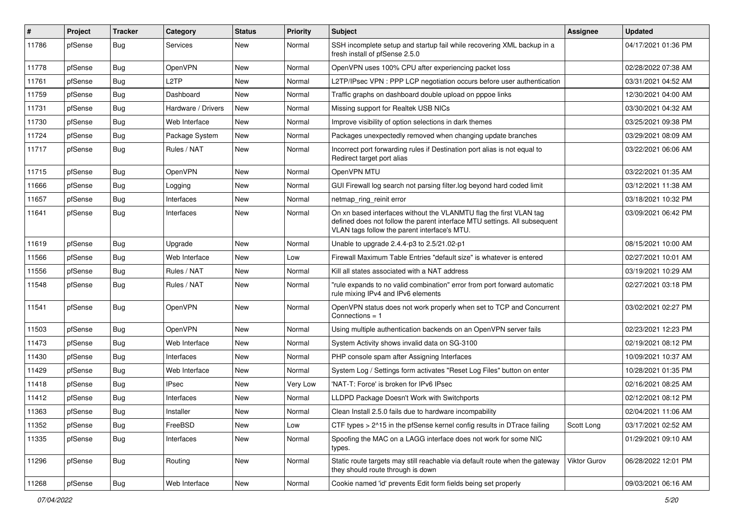| # | Project | Tracker | Category | Status | Priority | Subject | Assignee | Updated |
|---|---|---|---|---|---|---|---|---|
| 11786 | pfSense | Bug | Services | New | Normal | SSH incomplete setup and startup fail while recovering XML backup in a fresh install of pfSense 2.5.0 | | 04/17/2021 01:36 PM |
| 11778 | pfSense | Bug | OpenVPN | New | Normal | OpenVPN uses 100% CPU after experiencing packet loss | | 02/28/2022 07:38 AM |
| 11761 | pfSense | Bug | L2TP | New | Normal | L2TP/IPsec VPN : PPP LCP negotiation occurs before user authentication | | 03/31/2021 04:52 AM |
| 11759 | pfSense | Bug | Dashboard | New | Normal | Traffic graphs on dashboard double upload on pppoe links | | 12/30/2021 04:00 AM |
| 11731 | pfSense | Bug | Hardware / Drivers | New | Normal | Missing support for Realtek USB NICs | | 03/30/2021 04:32 AM |
| 11730 | pfSense | Bug | Web Interface | New | Normal | Improve visibility of option selections in dark themes | | 03/25/2021 09:38 PM |
| 11724 | pfSense | Bug | Package System | New | Normal | Packages unexpectedly removed when changing update branches | | 03/29/2021 08:09 AM |
| 11717 | pfSense | Bug | Rules / NAT | New | Normal | Incorrect port forwarding rules if Destination port alias is not equal to Redirect target port alias | | 03/22/2021 06:06 AM |
| 11715 | pfSense | Bug | OpenVPN | New | Normal | OpenVPN MTU | | 03/22/2021 01:35 AM |
| 11666 | pfSense | Bug | Logging | New | Normal | GUI Firewall log search not parsing filter.log beyond hard coded limit | | 03/12/2021 11:38 AM |
| 11657 | pfSense | Bug | Interfaces | New | Normal | netmap_ring_reinit error | | 03/18/2021 10:32 PM |
| 11641 | pfSense | Bug | Interfaces | New | Normal | On xn based interfaces without the VLANMTU flag the first VLAN tag defined does not follow the parent interface MTU settings. All subsequent VLAN tags follow the parent interface's MTU. | | 03/09/2021 06:42 PM |
| 11619 | pfSense | Bug | Upgrade | New | Normal | Unable to upgrade 2.4.4-p3 to 2.5/21.02-p1 | | 08/15/2021 10:00 AM |
| 11566 | pfSense | Bug | Web Interface | New | Low | Firewall Maximum Table Entries "default size" is whatever is entered | | 02/27/2021 10:01 AM |
| 11556 | pfSense | Bug | Rules / NAT | New | Normal | Kill all states associated with a NAT address | | 03/19/2021 10:29 AM |
| 11548 | pfSense | Bug | Rules / NAT | New | Normal | "rule expands to no valid combination" error from port forward automatic rule mixing IPv4 and IPv6 elements | | 02/27/2021 03:18 PM |
| 11541 | pfSense | Bug | OpenVPN | New | Normal | OpenVPN status does not work properly when set to TCP and Concurrent Connections = 1 | | 03/02/2021 02:27 PM |
| 11503 | pfSense | Bug | OpenVPN | New | Normal | Using multiple authentication backends on an OpenVPN server fails | | 02/23/2021 12:23 PM |
| 11473 | pfSense | Bug | Web Interface | New | Normal | System Activity shows invalid data on SG-3100 | | 02/19/2021 08:12 PM |
| 11430 | pfSense | Bug | Interfaces | New | Normal | PHP console spam after Assigning Interfaces | | 10/09/2021 10:37 AM |
| 11429 | pfSense | Bug | Web Interface | New | Normal | System Log / Settings form activates "Reset Log Files" button on enter | | 10/28/2021 01:35 PM |
| 11418 | pfSense | Bug | IPsec | New | Very Low | 'NAT-T: Force' is broken for IPv6 IPsec | | 02/16/2021 08:25 AM |
| 11412 | pfSense | Bug | Interfaces | New | Normal | LLDPD Package Doesn't Work with Switchports | | 02/12/2021 08:12 PM |
| 11363 | pfSense | Bug | Installer | New | Normal | Clean Install 2.5.0 fails due to hardware incompability | | 02/04/2021 11:06 AM |
| 11352 | pfSense | Bug | FreeBSD | New | Low | CTF types > 2^15 in the pfSense kernel config results in DTrace failing | Scott Long | 03/17/2021 02:52 AM |
| 11335 | pfSense | Bug | Interfaces | New | Normal | Spoofing the MAC on a LAGG interface does not work for some NIC types. | | 01/29/2021 09:10 AM |
| 11296 | pfSense | Bug | Routing | New | Normal | Static route targets may still reachable via default route when the gateway they should route through is down | Viktor Gurov | 06/28/2022 12:01 PM |
| 11268 | pfSense | Bug | Web Interface | New | Normal | Cookie named 'id' prevents Edit form fields being set properly | | 09/03/2021 06:16 AM |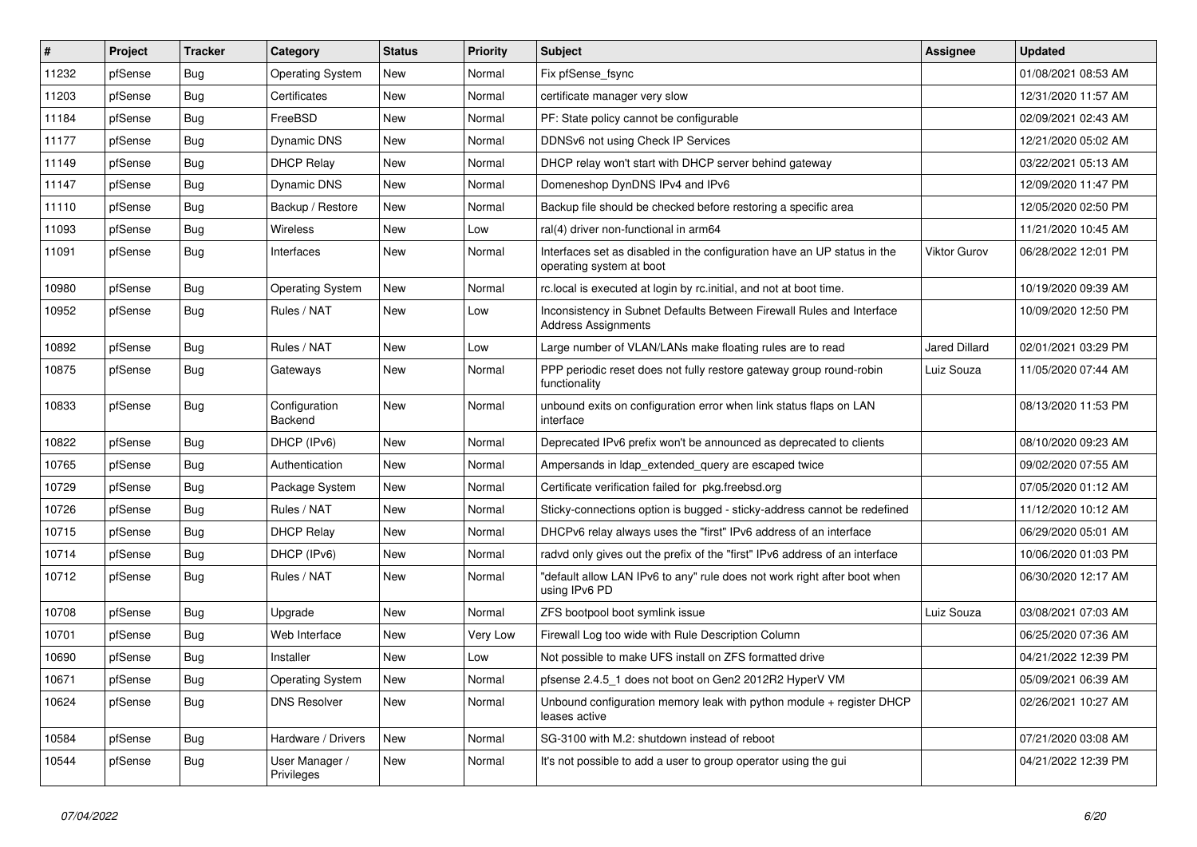| # | Project | Tracker | Category | Status | Priority | Subject | Assignee | Updated |
|---|---|---|---|---|---|---|---|---|
| 11232 | pfSense | Bug | Operating System | New | Normal | Fix pfSense_fsync | | 01/08/2021 08:53 AM |
| 11203 | pfSense | Bug | Certificates | New | Normal | certificate manager very slow | | 12/31/2020 11:57 AM |
| 11184 | pfSense | Bug | FreeBSD | New | Normal | PF: State policy cannot be configurable | | 02/09/2021 02:43 AM |
| 11177 | pfSense | Bug | Dynamic DNS | New | Normal | DDNSv6 not using Check IP Services | | 12/21/2020 05:02 AM |
| 11149 | pfSense | Bug | DHCP Relay | New | Normal | DHCP relay won't start with DHCP server behind gateway | | 03/22/2021 05:13 AM |
| 11147 | pfSense | Bug | Dynamic DNS | New | Normal | Domeneshop DynDNS IPv4 and IPv6 | | 12/09/2020 11:47 PM |
| 11110 | pfSense | Bug | Backup / Restore | New | Normal | Backup file should be checked before restoring a specific area | | 12/05/2020 02:50 PM |
| 11093 | pfSense | Bug | Wireless | New | Low | ral(4) driver non-functional in arm64 | | 11/21/2020 10:45 AM |
| 11091 | pfSense | Bug | Interfaces | New | Normal | Interfaces set as disabled in the configuration have an UP status in the operating system at boot | Viktor Gurov | 06/28/2022 12:01 PM |
| 10980 | pfSense | Bug | Operating System | New | Normal | rc.local is executed at login by rc.initial, and not at boot time. | | 10/19/2020 09:39 AM |
| 10952 | pfSense | Bug | Rules / NAT | New | Low | Inconsistency in Subnet Defaults Between Firewall Rules and Interface Address Assignments | | 10/09/2020 12:50 PM |
| 10892 | pfSense | Bug | Rules / NAT | New | Low | Large number of VLAN/LANs make floating rules are to read | Jared Dillard | 02/01/2021 03:29 PM |
| 10875 | pfSense | Bug | Gateways | New | Normal | PPP periodic reset does not fully restore gateway group round-robin functionality | Luiz Souza | 11/05/2020 07:44 AM |
| 10833 | pfSense | Bug | Configuration Backend | New | Normal | unbound exits on configuration error when link status flaps on LAN interface | | 08/13/2020 11:53 PM |
| 10822 | pfSense | Bug | DHCP (IPv6) | New | Normal | Deprecated IPv6 prefix won't be announced as deprecated to clients | | 08/10/2020 09:23 AM |
| 10765 | pfSense | Bug | Authentication | New | Normal | Ampersands in ldap_extended_query are escaped twice | | 09/02/2020 07:55 AM |
| 10729 | pfSense | Bug | Package System | New | Normal | Certificate verification failed for pkg.freebsd.org | | 07/05/2020 01:12 AM |
| 10726 | pfSense | Bug | Rules / NAT | New | Normal | Sticky-connections option is bugged - sticky-address cannot be redefined | | 11/12/2020 10:12 AM |
| 10715 | pfSense | Bug | DHCP Relay | New | Normal | DHCPv6 relay always uses the "first" IPv6 address of an interface | | 06/29/2020 05:01 AM |
| 10714 | pfSense | Bug | DHCP (IPv6) | New | Normal | radvd only gives out the prefix of the "first" IPv6 address of an interface | | 10/06/2020 01:03 PM |
| 10712 | pfSense | Bug | Rules / NAT | New | Normal | "default allow LAN IPv6 to any" rule does not work right after boot when using IPv6 PD | | 06/30/2020 12:17 AM |
| 10708 | pfSense | Bug | Upgrade | New | Normal | ZFS bootpool boot symlink issue | Luiz Souza | 03/08/2021 07:03 AM |
| 10701 | pfSense | Bug | Web Interface | New | Very Low | Firewall Log too wide with Rule Description Column | | 06/25/2020 07:36 AM |
| 10690 | pfSense | Bug | Installer | New | Low | Not possible to make UFS install on ZFS formatted drive | | 04/21/2022 12:39 PM |
| 10671 | pfSense | Bug | Operating System | New | Normal | pfsense 2.4.5_1 does not boot on Gen2 2012R2 HyperV VM | | 05/09/2021 06:39 AM |
| 10624 | pfSense | Bug | DNS Resolver | New | Normal | Unbound configuration memory leak with python module + register DHCP leases active | | 02/26/2021 10:27 AM |
| 10584 | pfSense | Bug | Hardware / Drivers | New | Normal | SG-3100 with M.2: shutdown instead of reboot | | 07/21/2020 03:08 AM |
| 10544 | pfSense | Bug | User Manager / Privileges | New | Normal | It's not possible to add a user to group operator using the gui | | 04/21/2022 12:39 PM |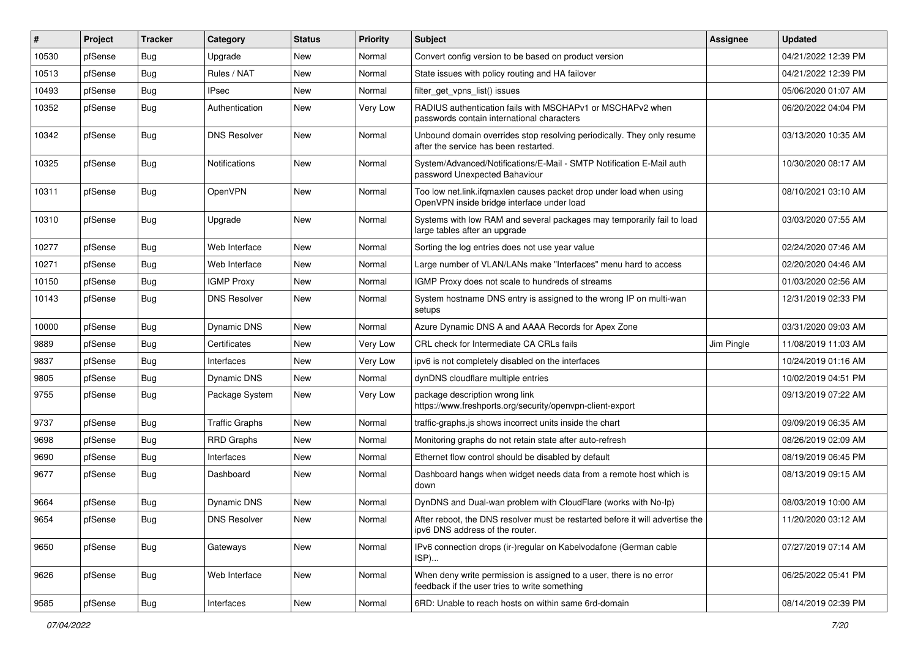| # | Project | Tracker | Category | Status | Priority | Subject | Assignee | Updated |
|---|---|---|---|---|---|---|---|---|
| 10530 | pfSense | Bug | Upgrade | New | Normal | Convert config version to be based on product version | | 04/21/2022 12:39 PM |
| 10513 | pfSense | Bug | Rules / NAT | New | Normal | State issues with policy routing and HA failover | | 04/21/2022 12:39 PM |
| 10493 | pfSense | Bug | IPsec | New | Normal | filter_get_vpns_list() issues | | 05/06/2020 01:07 AM |
| 10352 | pfSense | Bug | Authentication | New | Very Low | RADIUS authentication fails with MSCHAPv1 or MSCHAPv2 when passwords contain international characters | | 06/20/2022 04:04 PM |
| 10342 | pfSense | Bug | DNS Resolver | New | Normal | Unbound domain overrides stop resolving periodically. They only resume after the service has been restarted. | | 03/13/2020 10:35 AM |
| 10325 | pfSense | Bug | Notifications | New | Normal | System/Advanced/Notifications/E-Mail - SMTP Notification E-Mail auth password Unexpected Bahaviour | | 10/30/2020 08:17 AM |
| 10311 | pfSense | Bug | OpenVPN | New | Normal | Too low net.link.ifqmaxlen causes packet drop under load when using OpenVPN inside bridge interface under load | | 08/10/2021 03:10 AM |
| 10310 | pfSense | Bug | Upgrade | New | Normal | Systems with low RAM and several packages may temporarily fail to load large tables after an upgrade | | 03/03/2020 07:55 AM |
| 10277 | pfSense | Bug | Web Interface | New | Normal | Sorting the log entries does not use year value | | 02/24/2020 07:46 AM |
| 10271 | pfSense | Bug | Web Interface | New | Normal | Large number of VLAN/LANs make "Interfaces" menu hard to access | | 02/20/2020 04:46 AM |
| 10150 | pfSense | Bug | IGMP Proxy | New | Normal | IGMP Proxy does not scale to hundreds of streams | | 01/03/2020 02:56 AM |
| 10143 | pfSense | Bug | DNS Resolver | New | Normal | System hostname DNS entry is assigned to the wrong IP on multi-wan setups | | 12/31/2019 02:33 PM |
| 10000 | pfSense | Bug | Dynamic DNS | New | Normal | Azure Dynamic DNS A and AAAA Records for Apex Zone | | 03/31/2020 09:03 AM |
| 9889 | pfSense | Bug | Certificates | New | Very Low | CRL check for Intermediate CA CRLs fails | Jim Pingle | 11/08/2019 11:03 AM |
| 9837 | pfSense | Bug | Interfaces | New | Very Low | ipv6 is not completely disabled on the interfaces | | 10/24/2019 01:16 AM |
| 9805 | pfSense | Bug | Dynamic DNS | New | Normal | dynDNS cloudflare multiple entries | | 10/02/2019 04:51 PM |
| 9755 | pfSense | Bug | Package System | New | Very Low | package description wrong link https://www.freshports.org/security/openvpn-client-export | | 09/13/2019 07:22 AM |
| 9737 | pfSense | Bug | Traffic Graphs | New | Normal | traffic-graphs.js shows incorrect units inside the chart | | 09/09/2019 06:35 AM |
| 9698 | pfSense | Bug | RRD Graphs | New | Normal | Monitoring graphs do not retain state after auto-refresh | | 08/26/2019 02:09 AM |
| 9690 | pfSense | Bug | Interfaces | New | Normal | Ethernet flow control should be disabled by default | | 08/19/2019 06:45 PM |
| 9677 | pfSense | Bug | Dashboard | New | Normal | Dashboard hangs when widget needs data from a remote host which is down | | 08/13/2019 09:15 AM |
| 9664 | pfSense | Bug | Dynamic DNS | New | Normal | DynDNS and Dual-wan problem with CloudFlare (works with No-Ip) | | 08/03/2019 10:00 AM |
| 9654 | pfSense | Bug | DNS Resolver | New | Normal | After reboot, the DNS resolver must be restarted before it will advertise the ipv6 DNS address of the router. | | 11/20/2020 03:12 AM |
| 9650 | pfSense | Bug | Gateways | New | Normal | IPv6 connection drops (ir-)regular on Kabelvodafone (German cable ISP)... | | 07/27/2019 07:14 AM |
| 9626 | pfSense | Bug | Web Interface | New | Normal | When deny write permission is assigned to a user, there is no error feedback if the user tries to write something | | 06/25/2022 05:41 PM |
| 9585 | pfSense | Bug | Interfaces | New | Normal | 6RD: Unable to reach hosts on within same 6rd-domain | | 08/14/2019 02:39 PM |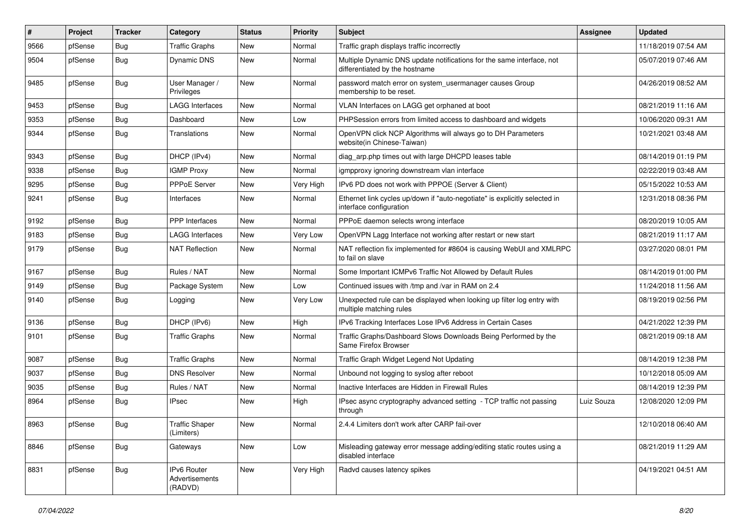| # | Project | Tracker | Category | Status | Priority | Subject | Assignee | Updated |
|---|---|---|---|---|---|---|---|---|
| 9566 | pfSense | Bug | Traffic Graphs | New | Normal | Traffic graph displays traffic incorrectly | | 11/18/2019 07:54 AM |
| 9504 | pfSense | Bug | Dynamic DNS | New | Normal | Multiple Dynamic DNS update notifications for the same interface, not differentiated by the hostname | | 05/07/2019 07:46 AM |
| 9485 | pfSense | Bug | User Manager / Privileges | New | Normal | password match error on system_usermanager causes Group membership to be reset. | | 04/26/2019 08:52 AM |
| 9453 | pfSense | Bug | LAGG Interfaces | New | Normal | VLAN Interfaces on LAGG get orphaned at boot | | 08/21/2019 11:16 AM |
| 9353 | pfSense | Bug | Dashboard | New | Low | PHPSession errors from limited access to dashboard and widgets | | 10/06/2020 09:31 AM |
| 9344 | pfSense | Bug | Translations | New | Normal | OpenVPN click NCP Algorithms will always go to DH Parameters website(in Chinese-Taiwan) | | 10/21/2021 03:48 AM |
| 9343 | pfSense | Bug | DHCP (IPv4) | New | Normal | diag_arp.php times out with large DHCPD leases table | | 08/14/2019 01:19 PM |
| 9338 | pfSense | Bug | IGMP Proxy | New | Normal | igmpproxy ignoring downstream vlan interface | | 02/22/2019 03:48 AM |
| 9295 | pfSense | Bug | PPPoE Server | New | Very High | IPv6 PD does not work with PPPOE (Server & Client) | | 05/15/2022 10:53 AM |
| 9241 | pfSense | Bug | Interfaces | New | Normal | Ethernet link cycles up/down if "auto-negotiate" is explicitly selected in interface configuration | | 12/31/2018 08:36 PM |
| 9192 | pfSense | Bug | PPP Interfaces | New | Normal | PPPoE daemon selects wrong interface | | 08/20/2019 10:05 AM |
| 9183 | pfSense | Bug | LAGG Interfaces | New | Very Low | OpenVPN Lagg Interface not working after restart or new start | | 08/21/2019 11:17 AM |
| 9179 | pfSense | Bug | NAT Reflection | New | Normal | NAT reflection fix implemented for #8604 is causing WebUI and XMLRPC to fail on slave | | 03/27/2020 08:01 PM |
| 9167 | pfSense | Bug | Rules / NAT | New | Normal | Some Important ICMPv6 Traffic Not Allowed by Default Rules | | 08/14/2019 01:00 PM |
| 9149 | pfSense | Bug | Package System | New | Low | Continued issues with /tmp and /var in RAM on 2.4 | | 11/24/2018 11:56 AM |
| 9140 | pfSense | Bug | Logging | New | Very Low | Unexpected rule can be displayed when looking up filter log entry with multiple matching rules | | 08/19/2019 02:56 PM |
| 9136 | pfSense | Bug | DHCP (IPv6) | New | High | IPv6 Tracking Interfaces Lose IPv6 Address in Certain Cases | | 04/21/2022 12:39 PM |
| 9101 | pfSense | Bug | Traffic Graphs | New | Normal | Traffic Graphs/Dashboard Slows Downloads Being Performed by the Same Firefox Browser | | 08/21/2019 09:18 AM |
| 9087 | pfSense | Bug | Traffic Graphs | New | Normal | Traffic Graph Widget Legend Not Updating | | 08/14/2019 12:38 PM |
| 9037 | pfSense | Bug | DNS Resolver | New | Normal | Unbound not logging to syslog after reboot | | 10/12/2018 05:09 AM |
| 9035 | pfSense | Bug | Rules / NAT | New | Normal | Inactive Interfaces are Hidden in Firewall Rules | | 08/14/2019 12:39 PM |
| 8964 | pfSense | Bug | IPsec | New | High | IPsec async cryptography advanced setting - TCP traffic not passing through | Luiz Souza | 12/08/2020 12:09 PM |
| 8963 | pfSense | Bug | Traffic Shaper (Limiters) | New | Normal | 2.4.4 Limiters don't work after CARP fail-over | | 12/10/2018 06:40 AM |
| 8846 | pfSense | Bug | Gateways | New | Low | Misleading gateway error message adding/editing static routes using a disabled interface | | 08/21/2019 11:29 AM |
| 8831 | pfSense | Bug | IPv6 Router Advertisements (RADVD) | New | Very High | Radvd causes latency spikes | | 04/19/2021 04:51 AM |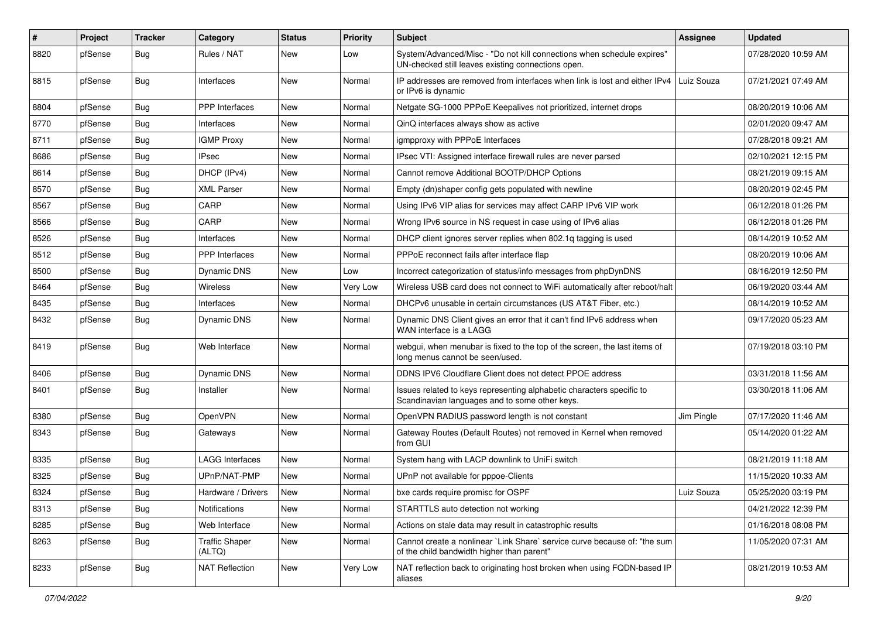| # | Project | Tracker | Category | Status | Priority | Subject | Assignee | Updated |
|---|---|---|---|---|---|---|---|---|
| 8820 | pfSense | Bug | Rules / NAT | New | Low | System/Advanced/Misc - "Do not kill connections when schedule expires" UN-checked still leaves existing connections open. | | 07/28/2020 10:59 AM |
| 8815 | pfSense | Bug | Interfaces | New | Normal | IP addresses are removed from interfaces when link is lost and either IPv4 or IPv6 is dynamic | Luiz Souza | 07/21/2021 07:49 AM |
| 8804 | pfSense | Bug | PPP Interfaces | New | Normal | Netgate SG-1000 PPPoE Keepalives not prioritized, internet drops | | 08/20/2019 10:06 AM |
| 8770 | pfSense | Bug | Interfaces | New | Normal | QinQ interfaces always show as active | | 02/01/2020 09:47 AM |
| 8711 | pfSense | Bug | IGMP Proxy | New | Normal | igmpproxy with PPPoE Interfaces | | 07/28/2018 09:21 AM |
| 8686 | pfSense | Bug | IPsec | New | Normal | IPsec VTI: Assigned interface firewall rules are never parsed | | 02/10/2021 12:15 PM |
| 8614 | pfSense | Bug | DHCP (IPv4) | New | Normal | Cannot remove Additional BOOTP/DHCP Options | | 08/21/2019 09:15 AM |
| 8570 | pfSense | Bug | XML Parser | New | Normal | Empty (dn)shaper config gets populated with newline | | 08/20/2019 02:45 PM |
| 8567 | pfSense | Bug | CARP | New | Normal | Using IPv6 VIP alias for services may affect CARP IPv6 VIP work | | 06/12/2018 01:26 PM |
| 8566 | pfSense | Bug | CARP | New | Normal | Wrong IPv6 source in NS request in case using of IPv6 alias | | 06/12/2018 01:26 PM |
| 8526 | pfSense | Bug | Interfaces | New | Normal | DHCP client ignores server replies when 802.1q tagging is used | | 08/14/2019 10:52 AM |
| 8512 | pfSense | Bug | PPP Interfaces | New | Normal | PPPoE reconnect fails after interface flap | | 08/20/2019 10:06 AM |
| 8500 | pfSense | Bug | Dynamic DNS | New | Low | Incorrect categorization of status/info messages from phpDynDNS | | 08/16/2019 12:50 PM |
| 8464 | pfSense | Bug | Wireless | New | Very Low | Wireless USB card does not connect to WiFi automatically after reboot/halt | | 06/19/2020 03:44 AM |
| 8435 | pfSense | Bug | Interfaces | New | Normal | DHCPv6 unusable in certain circumstances (US AT&T Fiber, etc.) | | 08/14/2019 10:52 AM |
| 8432 | pfSense | Bug | Dynamic DNS | New | Normal | Dynamic DNS Client gives an error that it can't find IPv6 address when WAN interface is a LAGG | | 09/17/2020 05:23 AM |
| 8419 | pfSense | Bug | Web Interface | New | Normal | webgui, when menubar is fixed to the top of the screen, the last items of long menus cannot be seen/used. | | 07/19/2018 03:10 PM |
| 8406 | pfSense | Bug | Dynamic DNS | New | Normal | DDNS IPV6 Cloudflare Client does not detect PPOE address | | 03/31/2018 11:56 AM |
| 8401 | pfSense | Bug | Installer | New | Normal | Issues related to keys representing alphabetic characters specific to Scandinavian languages and to some other keys. | | 03/30/2018 11:06 AM |
| 8380 | pfSense | Bug | OpenVPN | New | Normal | OpenVPN RADIUS password length is not constant | Jim Pingle | 07/17/2020 11:46 AM |
| 8343 | pfSense | Bug | Gateways | New | Normal | Gateway Routes (Default Routes) not removed in Kernel when removed from GUI | | 05/14/2020 01:22 AM |
| 8335 | pfSense | Bug | LAGG Interfaces | New | Normal | System hang with LACP downlink to UniFi switch | | 08/21/2019 11:18 AM |
| 8325 | pfSense | Bug | UPnP/NAT-PMP | New | Normal | UPnP not available for pppoe-Clients | | 11/15/2020 10:33 AM |
| 8324 | pfSense | Bug | Hardware / Drivers | New | Normal | bxe cards require promisc for OSPF | Luiz Souza | 05/25/2020 03:19 PM |
| 8313 | pfSense | Bug | Notifications | New | Normal | STARTTLS auto detection not working | | 04/21/2022 12:39 PM |
| 8285 | pfSense | Bug | Web Interface | New | Normal | Actions on stale data may result in catastrophic results | | 01/16/2018 08:08 PM |
| 8263 | pfSense | Bug | Traffic Shaper (ALTQ) | New | Normal | Cannot create a nonlinear `Link Share` service curve because of: "the sum of the child bandwidth higher than parent" | | 11/05/2020 07:31 AM |
| 8233 | pfSense | Bug | NAT Reflection | New | Very Low | NAT reflection back to originating host broken when using FQDN-based IP aliases | | 08/21/2019 10:53 AM |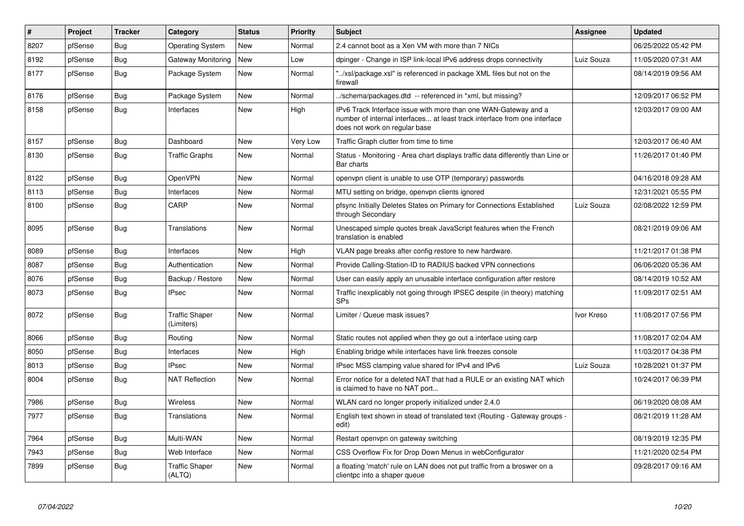| # | Project | Tracker | Category | Status | Priority | Subject | Assignee | Updated |
|---|---|---|---|---|---|---|---|---|
| 8207 | pfSense | Bug | Operating System | New | Normal | 2.4 cannot boot as a Xen VM with more than 7 NICs | | 06/25/2022 05:42 PM |
| 8192 | pfSense | Bug | Gateway Monitoring | New | Low | dpinger - Change in ISP link-local IPv6 address drops connectivity | Luiz Souza | 11/05/2020 07:31 AM |
| 8177 | pfSense | Bug | Package System | New | Normal | "../xsl/package.xsl" is referenced in package XML files but not on the firewall | | 08/14/2019 09:56 AM |
| 8176 | pfSense | Bug | Package System | New | Normal | ../schema/packages.dtd -- referenced in *xml, but missing? | | 12/09/2017 06:52 PM |
| 8158 | pfSense | Bug | Interfaces | New | High | IPv6 Track Interface issue with more than one WAN-Gateway and a number of internal interfaces... at least track interface from one interface does not work on regular base | | 12/03/2017 09:00 AM |
| 8157 | pfSense | Bug | Dashboard | New | Very Low | Traffic Graph clutter from time to time | | 12/03/2017 06:40 AM |
| 8130 | pfSense | Bug | Traffic Graphs | New | Normal | Status - Monitoring - Area chart displays traffic data differently than Line or Bar charts | | 11/26/2017 01:40 PM |
| 8122 | pfSense | Bug | OpenVPN | New | Normal | openvpn client is unable to use OTP (temporary) passwords | | 04/16/2018 09:28 AM |
| 8113 | pfSense | Bug | Interfaces | New | Normal | MTU setting on bridge, openvpn clients ignored | | 12/31/2021 05:55 PM |
| 8100 | pfSense | Bug | CARP | New | Normal | pfsync Initially Deletes States on Primary for Connections Established through Secondary | Luiz Souza | 02/08/2022 12:59 PM |
| 8095 | pfSense | Bug | Translations | New | Normal | Unescaped simple quotes break JavaScript features when the French translation is enabled | | 08/21/2019 09:06 AM |
| 8089 | pfSense | Bug | Interfaces | New | High | VLAN page breaks after config restore to new hardware. | | 11/21/2017 01:38 PM |
| 8087 | pfSense | Bug | Authentication | New | Normal | Provide Calling-Station-ID to RADIUS backed VPN connections | | 06/06/2020 05:36 AM |
| 8076 | pfSense | Bug | Backup / Restore | New | Normal | User can easily apply an unusable interface configuration after restore | | 08/14/2019 10:52 AM |
| 8073 | pfSense | Bug | IPsec | New | Normal | Traffic inexplicably not going through IPSEC despite (in theory) matching SPs | | 11/09/2017 02:51 AM |
| 8072 | pfSense | Bug | Traffic Shaper (Limiters) | New | Normal | Limiter / Queue mask issues? | Ivor Kreso | 11/08/2017 07:56 PM |
| 8066 | pfSense | Bug | Routing | New | Normal | Static routes not applied when they go out a interface using carp | | 11/08/2017 02:04 AM |
| 8050 | pfSense | Bug | Interfaces | New | High | Enabling bridge while interfaces have link freezes console | | 11/03/2017 04:38 PM |
| 8013 | pfSense | Bug | IPsec | New | Normal | IPsec MSS clamping value shared for IPv4 and IPv6 | Luiz Souza | 10/28/2021 01:37 PM |
| 8004 | pfSense | Bug | NAT Reflection | New | Normal | Error notice for a deleted NAT that had a RULE or an existing NAT which is claimed to have no NAT port... | | 10/24/2017 06:39 PM |
| 7986 | pfSense | Bug | Wireless | New | Normal | WLAN card no longer properly initialized under 2.4.0 | | 06/19/2020 08:08 AM |
| 7977 | pfSense | Bug | Translations | New | Normal | English text shown in stead of translated text (Routing - Gateway groups - edit) | | 08/21/2019 11:28 AM |
| 7964 | pfSense | Bug | Multi-WAN | New | Normal | Restart openvpn on gateway switching | | 08/19/2019 12:35 PM |
| 7943 | pfSense | Bug | Web Interface | New | Normal | CSS Overflow Fix for Drop Down Menus in webConfigurator | | 11/21/2020 02:54 PM |
| 7899 | pfSense | Bug | Traffic Shaper (ALTQ) | New | Normal | a floating 'match' rule on LAN does not put traffic from a broswer on a clientpc into a shaper queue | | 09/28/2017 09:16 AM |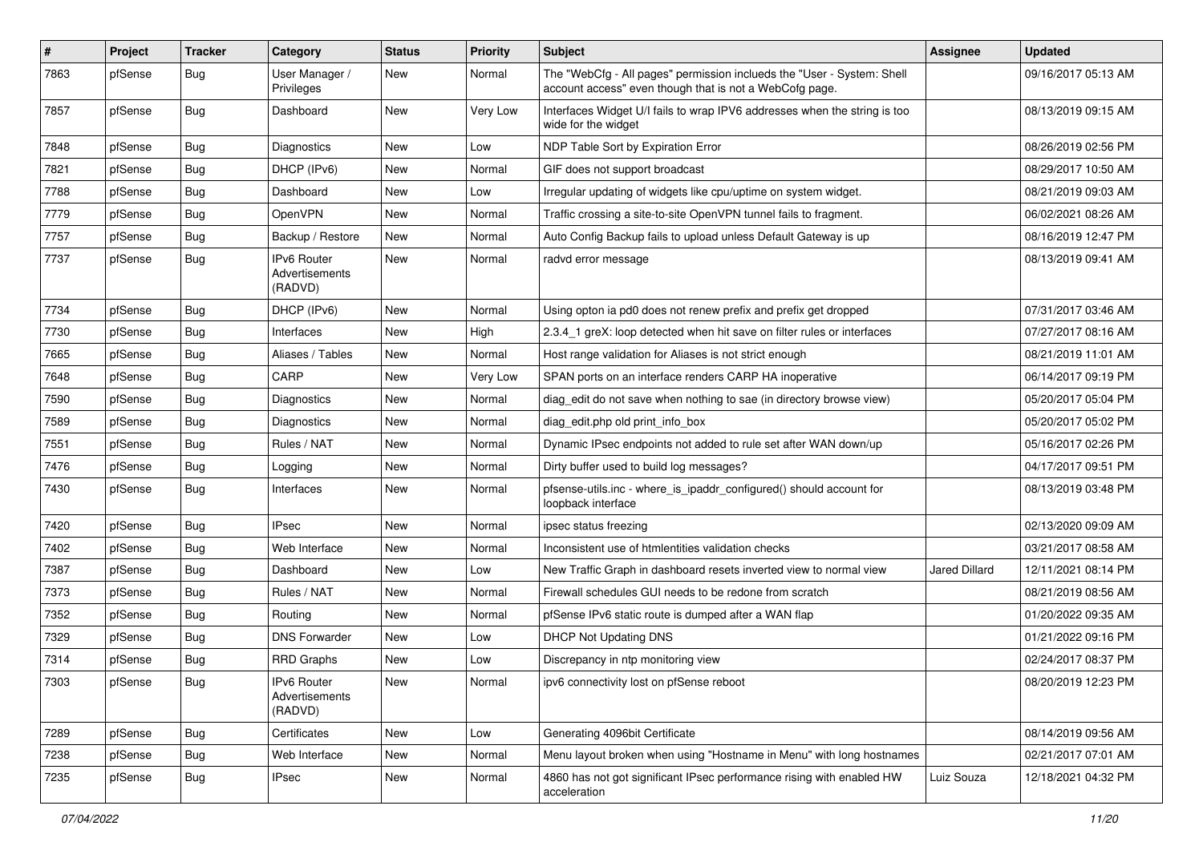| # | Project | Tracker | Category | Status | Priority | Subject | Assignee | Updated |
|---|---|---|---|---|---|---|---|---|
| 7863 | pfSense | Bug | User Manager / Privileges | New | Normal | The "WebCfg - All pages" permission inclueds the "User - System: Shell account access" even though that is not a WebCofg page. | | 09/16/2017 05:13 AM |
| 7857 | pfSense | Bug | Dashboard | New | Very Low | Interfaces Widget U/I fails to wrap IPV6 addresses when the string is too wide for the widget | | 08/13/2019 09:15 AM |
| 7848 | pfSense | Bug | Diagnostics | New | Low | NDP Table Sort by Expiration Error | | 08/26/2019 02:56 PM |
| 7821 | pfSense | Bug | DHCP (IPv6) | New | Normal | GIF does not support broadcast | | 08/29/2017 10:50 AM |
| 7788 | pfSense | Bug | Dashboard | New | Low | Irregular updating of widgets like cpu/uptime on system widget. | | 08/21/2019 09:03 AM |
| 7779 | pfSense | Bug | OpenVPN | New | Normal | Traffic crossing a site-to-site OpenVPN tunnel fails to fragment. | | 06/02/2021 08:26 AM |
| 7757 | pfSense | Bug | Backup / Restore | New | Normal | Auto Config Backup fails to upload unless Default Gateway is up | | 08/16/2019 12:47 PM |
| 7737 | pfSense | Bug | IPv6 Router Advertisements (RADVD) | New | Normal | radvd error message | | 08/13/2019 09:41 AM |
| 7734 | pfSense | Bug | DHCP (IPv6) | New | Normal | Using opton ia pd0 does not renew prefix and prefix get dropped | | 07/31/2017 03:46 AM |
| 7730 | pfSense | Bug | Interfaces | New | High | 2.3.4_1 greX: loop detected when hit save on filter rules or interfaces | | 07/27/2017 08:16 AM |
| 7665 | pfSense | Bug | Aliases / Tables | New | Normal | Host range validation for Aliases is not strict enough | | 08/21/2019 11:01 AM |
| 7648 | pfSense | Bug | CARP | New | Very Low | SPAN ports on an interface renders CARP HA inoperative | | 06/14/2017 09:19 PM |
| 7590 | pfSense | Bug | Diagnostics | New | Normal | diag_edit do not save when nothing to sae (in directory browse view) | | 05/20/2017 05:04 PM |
| 7589 | pfSense | Bug | Diagnostics | New | Normal | diag_edit.php old print_info_box | | 05/20/2017 05:02 PM |
| 7551 | pfSense | Bug | Rules / NAT | New | Normal | Dynamic IPsec endpoints not added to rule set after WAN down/up | | 05/16/2017 02:26 PM |
| 7476 | pfSense | Bug | Logging | New | Normal | Dirty buffer used to build log messages? | | 04/17/2017 09:51 PM |
| 7430 | pfSense | Bug | Interfaces | New | Normal | pfsense-utils.inc - where_is_ipaddr_configured() should account for loopback interface | | 08/13/2019 03:48 PM |
| 7420 | pfSense | Bug | IPsec | New | Normal | ipsec status freezing | | 02/13/2020 09:09 AM |
| 7402 | pfSense | Bug | Web Interface | New | Normal | Inconsistent use of htmlentities validation checks | | 03/21/2017 08:58 AM |
| 7387 | pfSense | Bug | Dashboard | New | Low | New Traffic Graph in dashboard resets inverted view to normal view | Jared Dillard | 12/11/2021 08:14 PM |
| 7373 | pfSense | Bug | Rules / NAT | New | Normal | Firewall schedules GUI needs to be redone from scratch | | 08/21/2019 08:56 AM |
| 7352 | pfSense | Bug | Routing | New | Normal | pfSense IPv6 static route is dumped after a WAN flap | | 01/20/2022 09:35 AM |
| 7329 | pfSense | Bug | DNS Forwarder | New | Low | DHCP Not Updating DNS | | 01/21/2022 09:16 PM |
| 7314 | pfSense | Bug | RRD Graphs | New | Low | Discrepancy in ntp monitoring view | | 02/24/2017 08:37 PM |
| 7303 | pfSense | Bug | IPv6 Router Advertisements (RADVD) | New | Normal | ipv6 connectivity lost on pfSense reboot | | 08/20/2019 12:23 PM |
| 7289 | pfSense | Bug | Certificates | New | Low | Generating 4096bit Certificate | | 08/14/2019 09:56 AM |
| 7238 | pfSense | Bug | Web Interface | New | Normal | Menu layout broken when using "Hostname in Menu" with long hostnames | | 02/21/2017 07:01 AM |
| 7235 | pfSense | Bug | IPsec | New | Normal | 4860 has not got significant IPsec performance rising with enabled HW acceleration | Luiz Souza | 12/18/2021 04:32 PM |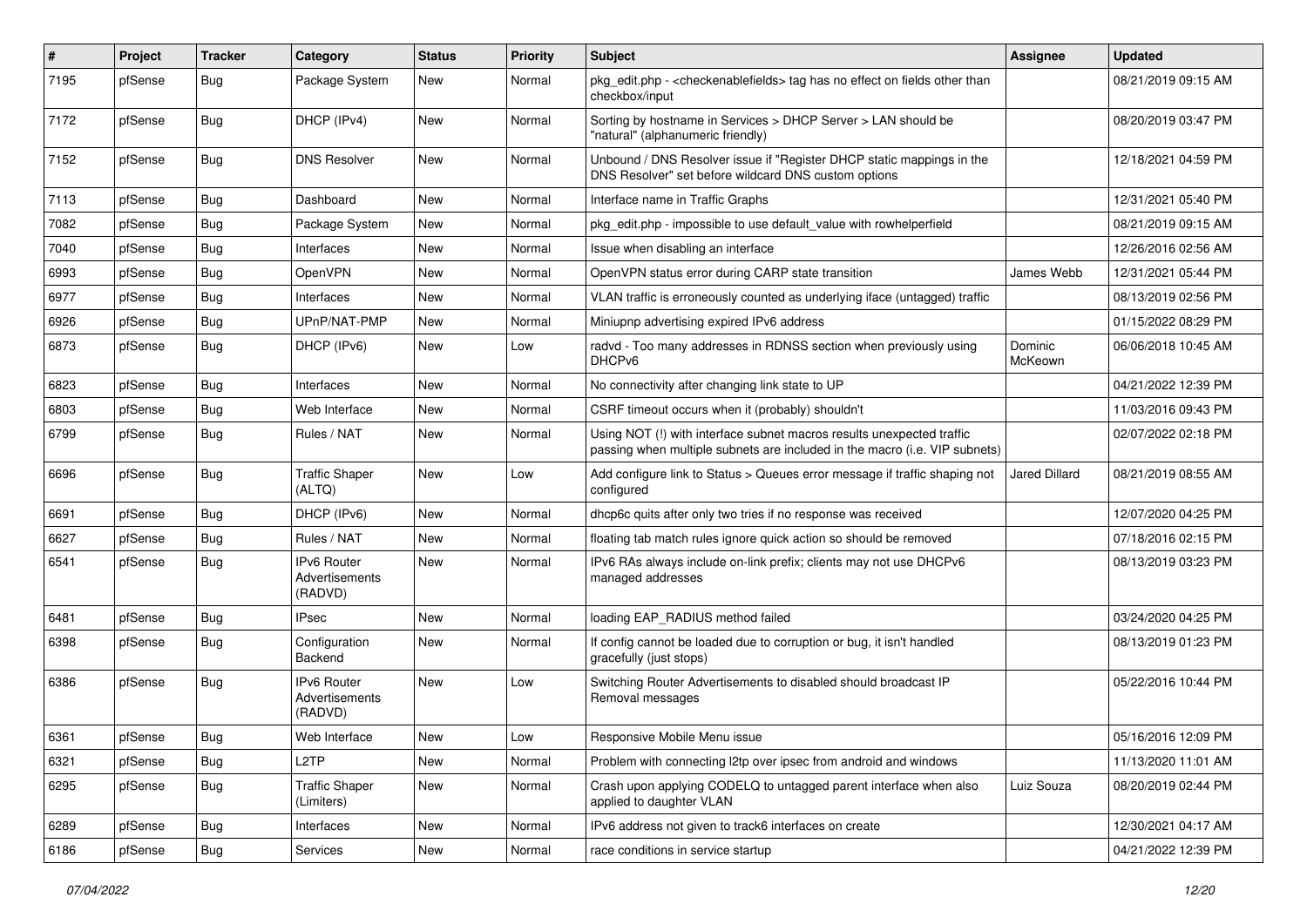| # | Project | Tracker | Category | Status | Priority | Subject | Assignee | Updated |
|---|---|---|---|---|---|---|---|---|
| 7195 | pfSense | Bug | Package System | New | Normal | pkg_edit.php - <checkenablefields> tag has no effect on fields other than checkbox/input | | 08/21/2019 09:15 AM |
| 7172 | pfSense | Bug | DHCP (IPv4) | New | Normal | Sorting by hostname in Services > DHCP Server > LAN should be "natural" (alphanumeric friendly) | | 08/20/2019 03:47 PM |
| 7152 | pfSense | Bug | DNS Resolver | New | Normal | Unbound / DNS Resolver issue if "Register DHCP static mappings in the DNS Resolver" set before wildcard DNS custom options | | 12/18/2021 04:59 PM |
| 7113 | pfSense | Bug | Dashboard | New | Normal | Interface name in Traffic Graphs | | 12/31/2021 05:40 PM |
| 7082 | pfSense | Bug | Package System | New | Normal | pkg_edit.php - impossible to use default_value with rowhelperfield | | 08/21/2019 09:15 AM |
| 7040 | pfSense | Bug | Interfaces | New | Normal | Issue when disabling an interface | | 12/26/2016 02:56 AM |
| 6993 | pfSense | Bug | OpenVPN | New | Normal | OpenVPN status error during CARP state transition | James Webb | 12/31/2021 05:44 PM |
| 6977 | pfSense | Bug | Interfaces | New | Normal | VLAN traffic is erroneously counted as underlying iface (untagged) traffic | | 08/13/2019 02:56 PM |
| 6926 | pfSense | Bug | UPnP/NAT-PMP | New | Normal | Miniupnp advertising expired IPv6 address | | 01/15/2022 08:29 PM |
| 6873 | pfSense | Bug | DHCP (IPv6) | New | Low | radvd - Too many addresses in RDNSS section when previously using DHCPv6 | Dominic McKeown | 06/06/2018 10:45 AM |
| 6823 | pfSense | Bug | Interfaces | New | Normal | No connectivity after changing link state to UP | | 04/21/2022 12:39 PM |
| 6803 | pfSense | Bug | Web Interface | New | Normal | CSRF timeout occurs when it (probably) shouldn't | | 11/03/2016 09:43 PM |
| 6799 | pfSense | Bug | Rules / NAT | New | Normal | Using NOT (!) with interface subnet macros results unexpected traffic passing when multiple subnets are included in the macro (i.e. VIP subnets) | | 02/07/2022 02:18 PM |
| 6696 | pfSense | Bug | Traffic Shaper (ALTQ) | New | Low | Add configure link to Status > Queues error message if traffic shaping not configured | Jared Dillard | 08/21/2019 08:55 AM |
| 6691 | pfSense | Bug | DHCP (IPv6) | New | Normal | dhcp6c quits after only two tries if no response was received | | 12/07/2020 04:25 PM |
| 6627 | pfSense | Bug | Rules / NAT | New | Normal | floating tab match rules ignore quick action so should be removed | | 07/18/2016 02:15 PM |
| 6541 | pfSense | Bug | IPv6 Router Advertisements (RADVD) | New | Normal | IPv6 RAs always include on-link prefix; clients may not use DHCPv6 managed addresses | | 08/13/2019 03:23 PM |
| 6481 | pfSense | Bug | IPsec | New | Normal | loading EAP_RADIUS method failed | | 03/24/2020 04:25 PM |
| 6398 | pfSense | Bug | Configuration Backend | New | Normal | If config cannot be loaded due to corruption or bug, it isn't handled gracefully (just stops) | | 08/13/2019 01:23 PM |
| 6386 | pfSense | Bug | IPv6 Router Advertisements (RADVD) | New | Low | Switching Router Advertisements to disabled should broadcast IP Removal messages | | 05/22/2016 10:44 PM |
| 6361 | pfSense | Bug | Web Interface | New | Low | Responsive Mobile Menu issue | | 05/16/2016 12:09 PM |
| 6321 | pfSense | Bug | L2TP | New | Normal | Problem with connecting l2tp over ipsec from android and windows | | 11/13/2020 11:01 AM |
| 6295 | pfSense | Bug | Traffic Shaper (Limiters) | New | Normal | Crash upon applying CODELQ to untagged parent interface when also applied to daughter VLAN | Luiz Souza | 08/20/2019 02:44 PM |
| 6289 | pfSense | Bug | Interfaces | New | Normal | IPv6 address not given to track6 interfaces on create | | 12/30/2021 04:17 AM |
| 6186 | pfSense | Bug | Services | New | Normal | race conditions in service startup | | 04/21/2022 12:39 PM |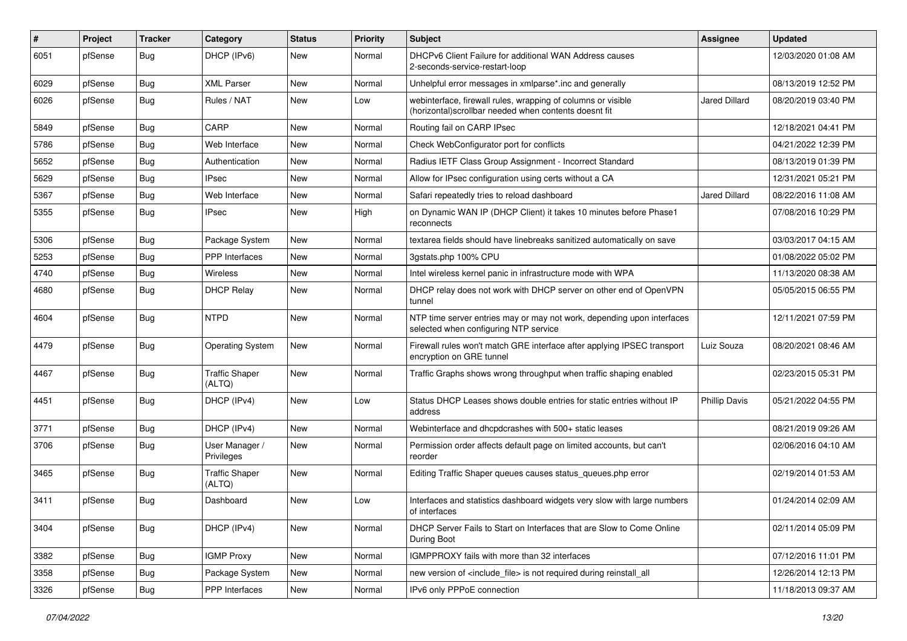| # | Project | Tracker | Category | Status | Priority | Subject | Assignee | Updated |
|---|---|---|---|---|---|---|---|---|
| 6051 | pfSense | Bug | DHCP (IPv6) | New | Normal | DHCPv6 Client Failure for additional WAN Address causes 2-seconds-service-restart-loop | | 12/03/2020 01:08 AM |
| 6029 | pfSense | Bug | XML Parser | New | Normal | Unhelpful error messages in xmlparse*.inc and generally | | 08/13/2019 12:52 PM |
| 6026 | pfSense | Bug | Rules / NAT | New | Low | webinterface, firewall rules, wrapping of columns or visible (horizontal)scrollbar needed when contents doesnt fit | Jared Dillard | 08/20/2019 03:40 PM |
| 5849 | pfSense | Bug | CARP | New | Normal | Routing fail on CARP IPsec | | 12/18/2021 04:41 PM |
| 5786 | pfSense | Bug | Web Interface | New | Normal | Check WebConfigurator port for conflicts | | 04/21/2022 12:39 PM |
| 5652 | pfSense | Bug | Authentication | New | Normal | Radius IETF Class Group Assignment - Incorrect Standard | | 08/13/2019 01:39 PM |
| 5629 | pfSense | Bug | IPsec | New | Normal | Allow for IPsec configuration using certs without a CA | | 12/31/2021 05:21 PM |
| 5367 | pfSense | Bug | Web Interface | New | Normal | Safari repeatedly tries to reload dashboard | Jared Dillard | 08/22/2016 11:08 AM |
| 5355 | pfSense | Bug | IPsec | New | High | on Dynamic WAN IP (DHCP Client) it takes 10 minutes before Phase1 reconnects | | 07/08/2016 10:29 PM |
| 5306 | pfSense | Bug | Package System | New | Normal | textarea fields should have linebreaks sanitized automatically on save | | 03/03/2017 04:15 AM |
| 5253 | pfSense | Bug | PPP Interfaces | New | Normal | 3gstats.php 100% CPU | | 01/08/2022 05:02 PM |
| 4740 | pfSense | Bug | Wireless | New | Normal | Intel wireless kernel panic in infrastructure mode with WPA | | 11/13/2020 08:38 AM |
| 4680 | pfSense | Bug | DHCP Relay | New | Normal | DHCP relay does not work with DHCP server on other end of OpenVPN tunnel | | 05/05/2015 06:55 PM |
| 4604 | pfSense | Bug | NTPD | New | Normal | NTP time server entries may or may not work, depending upon interfaces selected when configuring NTP service | | 12/11/2021 07:59 PM |
| 4479 | pfSense | Bug | Operating System | New | Normal | Firewall rules won't match GRE interface after applying IPSEC transport encryption on GRE tunnel | Luiz Souza | 08/20/2021 08:46 AM |
| 4467 | pfSense | Bug | Traffic Shaper (ALTQ) | New | Normal | Traffic Graphs shows wrong throughput when traffic shaping enabled | | 02/23/2015 05:31 PM |
| 4451 | pfSense | Bug | DHCP (IPv4) | New | Low | Status DHCP Leases shows double entries for static entries without IP address | Phillip Davis | 05/21/2022 04:55 PM |
| 3771 | pfSense | Bug | DHCP (IPv4) | New | Normal | Webinterface and dhcpdcrashes with 500+ static leases | | 08/21/2019 09:26 AM |
| 3706 | pfSense | Bug | User Manager / Privileges | New | Normal | Permission order affects default page on limited accounts, but can't reorder | | 02/06/2016 04:10 AM |
| 3465 | pfSense | Bug | Traffic Shaper (ALTQ) | New | Normal | Editing Traffic Shaper queues causes status_queues.php error | | 02/19/2014 01:53 AM |
| 3411 | pfSense | Bug | Dashboard | New | Low | Interfaces and statistics dashboard widgets very slow with large numbers of interfaces | | 01/24/2014 02:09 AM |
| 3404 | pfSense | Bug | DHCP (IPv4) | New | Normal | DHCP Server Fails to Start on Interfaces that are Slow to Come Online During Boot | | 02/11/2014 05:09 PM |
| 3382 | pfSense | Bug | IGMP Proxy | New | Normal | IGMPPROXY fails with more than 32 interfaces | | 07/12/2016 11:01 PM |
| 3358 | pfSense | Bug | Package System | New | Normal | new version of <include_file> is not required during reinstall_all | | 12/26/2014 12:13 PM |
| 3326 | pfSense | Bug | PPP Interfaces | New | Normal | IPv6 only PPPoE connection | | 11/18/2013 09:37 AM |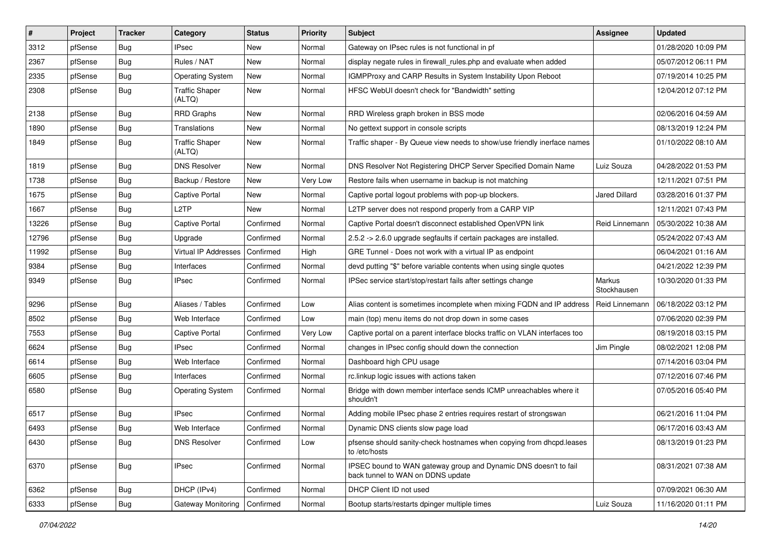| # | Project | Tracker | Category | Status | Priority | Subject | Assignee | Updated |
|---|---|---|---|---|---|---|---|---|
| 3312 | pfSense | Bug | IPsec | New | Normal | Gateway on IPsec rules is not functional in pf | | 01/28/2020 10:09 PM |
| 2367 | pfSense | Bug | Rules / NAT | New | Normal | display negate rules in firewall_rules.php and evaluate when added | | 05/07/2012 06:11 PM |
| 2335 | pfSense | Bug | Operating System | New | Normal | IGMPProxy and CARP Results in System Instability Upon Reboot | | 07/19/2014 10:25 PM |
| 2308 | pfSense | Bug | Traffic Shaper (ALTQ) | New | Normal | HFSC WebUI doesn't check for "Bandwidth" setting | | 12/04/2012 07:12 PM |
| 2138 | pfSense | Bug | RRD Graphs | New | Normal | RRD Wireless graph broken in BSS mode | | 02/06/2016 04:59 AM |
| 1890 | pfSense | Bug | Translations | New | Normal | No gettext support in console scripts | | 08/13/2019 12:24 PM |
| 1849 | pfSense | Bug | Traffic Shaper (ALTQ) | New | Normal | Traffic shaper - By Queue view needs to show/use friendly inerface names | | 01/10/2022 08:10 AM |
| 1819 | pfSense | Bug | DNS Resolver | New | Normal | DNS Resolver Not Registering DHCP Server Specified Domain Name | Luiz Souza | 04/28/2022 01:53 PM |
| 1738 | pfSense | Bug | Backup / Restore | New | Very Low | Restore fails when username in backup is not matching | | 12/11/2021 07:51 PM |
| 1675 | pfSense | Bug | Captive Portal | New | Normal | Captive portal logout problems with pop-up blockers. | Jared Dillard | 03/28/2016 01:37 PM |
| 1667 | pfSense | Bug | L2TP | New | Normal | L2TP server does not respond properly from a CARP VIP | | 12/11/2021 07:43 PM |
| 13226 | pfSense | Bug | Captive Portal | Confirmed | Normal | Captive Portal doesn't disconnect established OpenVPN link | Reid Linnemann | 05/30/2022 10:38 AM |
| 12796 | pfSense | Bug | Upgrade | Confirmed | Normal | 2.5.2 -> 2.6.0 upgrade segfaults if certain packages are installed. | | 05/24/2022 07:43 AM |
| 11992 | pfSense | Bug | Virtual IP Addresses | Confirmed | High | GRE Tunnel - Does not work with a virtual IP as endpoint | | 06/04/2021 01:16 AM |
| 9384 | pfSense | Bug | Interfaces | Confirmed | Normal | devd putting "$" before variable contents when using single quotes | | 04/21/2022 12:39 PM |
| 9349 | pfSense | Bug | IPsec | Confirmed | Normal | IPSec service start/stop/restart fails after settings change | Markus Stockhausen | 10/30/2020 01:33 PM |
| 9296 | pfSense | Bug | Aliases / Tables | Confirmed | Low | Alias content is sometimes incomplete when mixing FQDN and IP address | Reid Linnemann | 06/18/2022 03:12 PM |
| 8502 | pfSense | Bug | Web Interface | Confirmed | Low | main (top) menu items do not drop down in some cases | | 07/06/2020 02:39 PM |
| 7553 | pfSense | Bug | Captive Portal | Confirmed | Very Low | Captive portal on a parent interface blocks traffic on VLAN interfaces too | | 08/19/2018 03:15 PM |
| 6624 | pfSense | Bug | IPsec | Confirmed | Normal | changes in IPsec config should down the connection | Jim Pingle | 08/02/2021 12:08 PM |
| 6614 | pfSense | Bug | Web Interface | Confirmed | Normal | Dashboard high CPU usage | | 07/14/2016 03:04 PM |
| 6605 | pfSense | Bug | Interfaces | Confirmed | Normal | rc.linkup logic issues with actions taken | | 07/12/2016 07:46 PM |
| 6580 | pfSense | Bug | Operating System | Confirmed | Normal | Bridge with down member interface sends ICMP unreachables where it shouldn't | | 07/05/2016 05:40 PM |
| 6517 | pfSense | Bug | IPsec | Confirmed | Normal | Adding mobile IPsec phase 2 entries requires restart of strongswan | | 06/21/2016 11:04 PM |
| 6493 | pfSense | Bug | Web Interface | Confirmed | Normal | Dynamic DNS clients slow page load | | 06/17/2016 03:43 AM |
| 6430 | pfSense | Bug | DNS Resolver | Confirmed | Low | pfsense should sanity-check hostnames when copying from dhcpd.leases to /etc/hosts | | 08/13/2019 01:23 PM |
| 6370 | pfSense | Bug | IPsec | Confirmed | Normal | IPSEC bound to WAN gateway group and Dynamic DNS doesn't to fail back tunnel to WAN on DDNS update | | 08/31/2021 07:38 AM |
| 6362 | pfSense | Bug | DHCP (IPv4) | Confirmed | Normal | DHCP Client ID not used | | 07/09/2021 06:30 AM |
| 6333 | pfSense | Bug | Gateway Monitoring | Confirmed | Normal | Bootup starts/restarts dpinger multiple times | Luiz Souza | 11/16/2020 01:11 PM |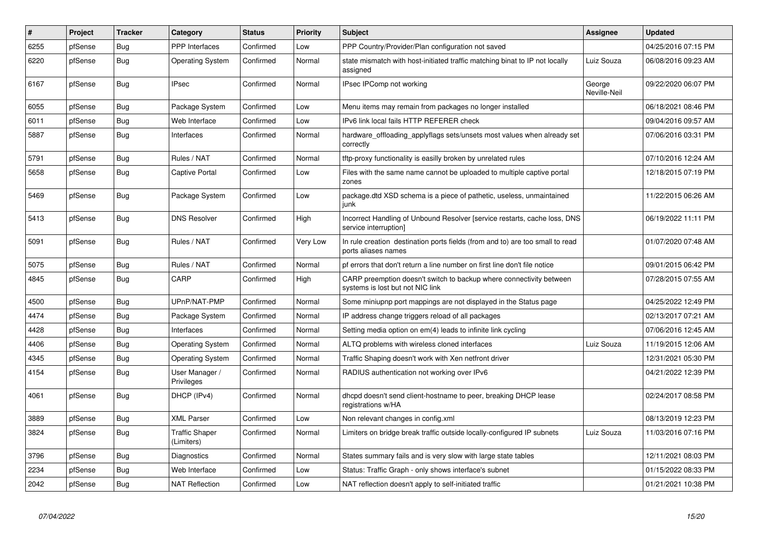| # | Project | Tracker | Category | Status | Priority | Subject | Assignee | Updated |
|---|---|---|---|---|---|---|---|---|
| 6255 | pfSense | Bug | PPP Interfaces | Confirmed | Low | PPP Country/Provider/Plan configuration not saved | | 04/25/2016 07:15 PM |
| 6220 | pfSense | Bug | Operating System | Confirmed | Normal | state mismatch with host-initiated traffic matching binat to IP not locally assigned | Luiz Souza | 06/08/2016 09:23 AM |
| 6167 | pfSense | Bug | IPsec | Confirmed | Normal | IPsec IPComp not working | George Neville-Neil | 09/22/2020 06:07 PM |
| 6055 | pfSense | Bug | Package System | Confirmed | Low | Menu items may remain from packages no longer installed | | 06/18/2021 08:46 PM |
| 6011 | pfSense | Bug | Web Interface | Confirmed | Low | IPv6 link local fails HTTP REFERER check | | 09/04/2016 09:57 AM |
| 5887 | pfSense | Bug | Interfaces | Confirmed | Normal | hardware_offloading_applyflags sets/unsets most values when already set correctly | | 07/06/2016 03:31 PM |
| 5791 | pfSense | Bug | Rules / NAT | Confirmed | Normal | tftp-proxy functionality is easilly broken by unrelated rules | | 07/10/2016 12:24 AM |
| 5658 | pfSense | Bug | Captive Portal | Confirmed | Low | Files with the same name cannot be uploaded to multiple captive portal zones | | 12/18/2015 07:19 PM |
| 5469 | pfSense | Bug | Package System | Confirmed | Low | package.dtd XSD schema is a piece of pathetic, useless, unmaintained junk | | 11/22/2015 06:26 AM |
| 5413 | pfSense | Bug | DNS Resolver | Confirmed | High | Incorrect Handling of Unbound Resolver [service restarts, cache loss, DNS service interruption] | | 06/19/2022 11:11 PM |
| 5091 | pfSense | Bug | Rules / NAT | Confirmed | Very Low | In rule creation destination ports fields (from and to) are too small to read ports aliases names | | 01/07/2020 07:48 AM |
| 5075 | pfSense | Bug | Rules / NAT | Confirmed | Normal | pf errors that don't return a line number on first line don't file notice | | 09/01/2015 06:42 PM |
| 4845 | pfSense | Bug | CARP | Confirmed | High | CARP preemption doesn't switch to backup where connectivity between systems is lost but not NIC link | | 07/28/2015 07:55 AM |
| 4500 | pfSense | Bug | UPnP/NAT-PMP | Confirmed | Normal | Some miniupnp port mappings are not displayed in the Status page | | 04/25/2022 12:49 PM |
| 4474 | pfSense | Bug | Package System | Confirmed | Normal | IP address change triggers reload of all packages | | 02/13/2017 07:21 AM |
| 4428 | pfSense | Bug | Interfaces | Confirmed | Normal | Setting media option on em(4) leads to infinite link cycling | | 07/06/2016 12:45 AM |
| 4406 | pfSense | Bug | Operating System | Confirmed | Normal | ALTQ problems with wireless cloned interfaces | Luiz Souza | 11/19/2015 12:06 AM |
| 4345 | pfSense | Bug | Operating System | Confirmed | Normal | Traffic Shaping doesn't work with Xen netfront driver | | 12/31/2021 05:30 PM |
| 4154 | pfSense | Bug | User Manager / Privileges | Confirmed | Normal | RADIUS authentication not working over IPv6 | | 04/21/2022 12:39 PM |
| 4061 | pfSense | Bug | DHCP (IPv4) | Confirmed | Normal | dhcpd doesn't send client-hostname to peer, breaking DHCP lease registrations w/HA | | 02/24/2017 08:58 PM |
| 3889 | pfSense | Bug | XML Parser | Confirmed | Low | Non relevant changes in config.xml | | 08/13/2019 12:23 PM |
| 3824 | pfSense | Bug | Traffic Shaper (Limiters) | Confirmed | Normal | Limiters on bridge break traffic outside locally-configured IP subnets | Luiz Souza | 11/03/2016 07:16 PM |
| 3796 | pfSense | Bug | Diagnostics | Confirmed | Normal | States summary fails and is very slow with large state tables | | 12/11/2021 08:03 PM |
| 2234 | pfSense | Bug | Web Interface | Confirmed | Low | Status: Traffic Graph - only shows interface's subnet | | 01/15/2022 08:33 PM |
| 2042 | pfSense | Bug | NAT Reflection | Confirmed | Low | NAT reflection doesn't apply to self-initiated traffic | | 01/21/2021 10:38 PM |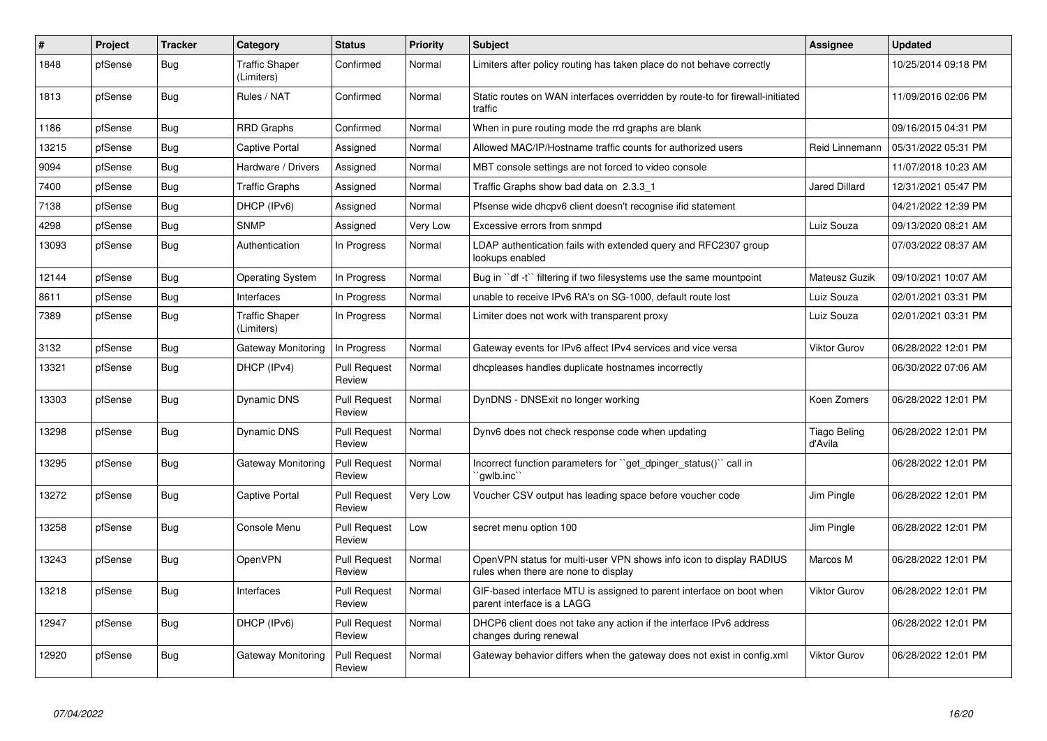| # | Project | Tracker | Category | Status | Priority | Subject | Assignee | Updated |
|---|---|---|---|---|---|---|---|---|
| 1848 | pfSense | Bug | Traffic Shaper (Limiters) | Confirmed | Normal | Limiters after policy routing has taken place do not behave correctly | | 10/25/2014 09:18 PM |
| 1813 | pfSense | Bug | Rules / NAT | Confirmed | Normal | Static routes on WAN interfaces overridden by route-to for firewall-initiated traffic | | 11/09/2016 02:06 PM |
| 1186 | pfSense | Bug | RRD Graphs | Confirmed | Normal | When in pure routing mode the rrd graphs are blank | | 09/16/2015 04:31 PM |
| 13215 | pfSense | Bug | Captive Portal | Assigned | Normal | Allowed MAC/IP/Hostname traffic counts for authorized users | Reid Linnemann | 05/31/2022 05:31 PM |
| 9094 | pfSense | Bug | Hardware / Drivers | Assigned | Normal | MBT console settings are not forced to video console | | 11/07/2018 10:23 AM |
| 7400 | pfSense | Bug | Traffic Graphs | Assigned | Normal | Traffic Graphs show bad data on 2.3.3_1 | Jared Dillard | 12/31/2021 05:47 PM |
| 7138 | pfSense | Bug | DHCP (IPv6) | Assigned | Normal | Pfsense wide dhcpv6 client doesn't recognise ifid statement | | 04/21/2022 12:39 PM |
| 4298 | pfSense | Bug | SNMP | Assigned | Very Low | Excessive errors from snmpd | Luiz Souza | 09/13/2020 08:21 AM |
| 13093 | pfSense | Bug | Authentication | In Progress | Normal | LDAP authentication fails with extended query and RFC2307 group lookups enabled | | 07/03/2022 08:37 AM |
| 12144 | pfSense | Bug | Operating System | In Progress | Normal | Bug in ``df -t`` filtering if two filesystems use the same mountpoint | Mateusz Guzik | 09/10/2021 10:07 AM |
| 8611 | pfSense | Bug | Interfaces | In Progress | Normal | unable to receive IPv6 RA's on SG-1000, default route lost | Luiz Souza | 02/01/2021 03:31 PM |
| 7389 | pfSense | Bug | Traffic Shaper (Limiters) | In Progress | Normal | Limiter does not work with transparent proxy | Luiz Souza | 02/01/2021 03:31 PM |
| 3132 | pfSense | Bug | Gateway Monitoring | In Progress | Normal | Gateway events for IPv6 affect IPv4 services and vice versa | Viktor Gurov | 06/28/2022 12:01 PM |
| 13321 | pfSense | Bug | DHCP (IPv4) | Pull Request Review | Normal | dhcpleases handles duplicate hostnames incorrectly | | 06/30/2022 07:06 AM |
| 13303 | pfSense | Bug | Dynamic DNS | Pull Request Review | Normal | DynDNS - DNSExit no longer working | Koen Zomers | 06/28/2022 12:01 PM |
| 13298 | pfSense | Bug | Dynamic DNS | Pull Request Review | Normal | Dynv6 does not check response code when updating | Tiago Beling d'Avila | 06/28/2022 12:01 PM |
| 13295 | pfSense | Bug | Gateway Monitoring | Pull Request Review | Normal | Incorrect function parameters for ``get_dpinger_status()`` call in ``gwlb.inc`` | | 06/28/2022 12:01 PM |
| 13272 | pfSense | Bug | Captive Portal | Pull Request Review | Very Low | Voucher CSV output has leading space before voucher code | Jim Pingle | 06/28/2022 12:01 PM |
| 13258 | pfSense | Bug | Console Menu | Pull Request Review | Low | secret menu option 100 | Jim Pingle | 06/28/2022 12:01 PM |
| 13243 | pfSense | Bug | OpenVPN | Pull Request Review | Normal | OpenVPN status for multi-user VPN shows info icon to display RADIUS rules when there are none to display | Marcos M | 06/28/2022 12:01 PM |
| 13218 | pfSense | Bug | Interfaces | Pull Request Review | Normal | GIF-based interface MTU is assigned to parent interface on boot when parent interface is a LAGG | Viktor Gurov | 06/28/2022 12:01 PM |
| 12947 | pfSense | Bug | DHCP (IPv6) | Pull Request Review | Normal | DHCP6 client does not take any action if the interface IPv6 address changes during renewal | | 06/28/2022 12:01 PM |
| 12920 | pfSense | Bug | Gateway Monitoring | Pull Request Review | Normal | Gateway behavior differs when the gateway does not exist in config.xml | Viktor Gurov | 06/28/2022 12:01 PM |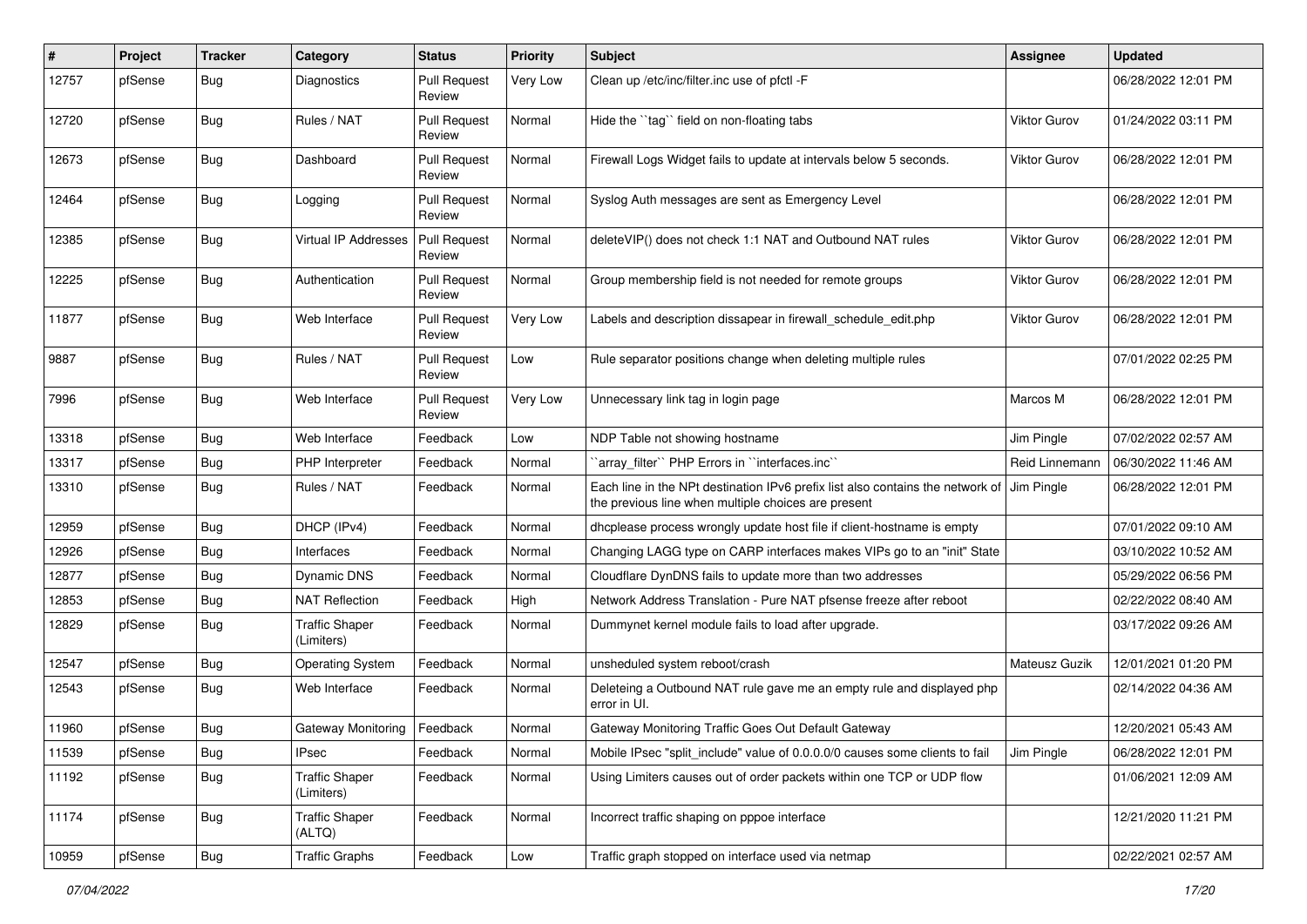| # | Project | Tracker | Category | Status | Priority | Subject | Assignee | Updated |
|---|---|---|---|---|---|---|---|---|
| 12757 | pfSense | Bug | Diagnostics | Pull Request Review | Very Low | Clean up /etc/inc/filter.inc use of pfctl -F | | 06/28/2022 12:01 PM |
| 12720 | pfSense | Bug | Rules / NAT | Pull Request Review | Normal | Hide the ``tag`` field on non-floating tabs | Viktor Gurov | 01/24/2022 03:11 PM |
| 12673 | pfSense | Bug | Dashboard | Pull Request Review | Normal | Firewall Logs Widget fails to update at intervals below 5 seconds. | Viktor Gurov | 06/28/2022 12:01 PM |
| 12464 | pfSense | Bug | Logging | Pull Request Review | Normal | Syslog Auth messages are sent as Emergency Level | | 06/28/2022 12:01 PM |
| 12385 | pfSense | Bug | Virtual IP Addresses | Pull Request Review | Normal | deleteVIP() does not check 1:1 NAT and Outbound NAT rules | Viktor Gurov | 06/28/2022 12:01 PM |
| 12225 | pfSense | Bug | Authentication | Pull Request Review | Normal | Group membership field is not needed for remote groups | Viktor Gurov | 06/28/2022 12:01 PM |
| 11877 | pfSense | Bug | Web Interface | Pull Request Review | Very Low | Labels and description dissapear in firewall_schedule_edit.php | Viktor Gurov | 06/28/2022 12:01 PM |
| 9887 | pfSense | Bug | Rules / NAT | Pull Request Review | Low | Rule separator positions change when deleting multiple rules | | 07/01/2022 02:25 PM |
| 7996 | pfSense | Bug | Web Interface | Pull Request Review | Very Low | Unnecessary link tag in login page | Marcos M | 06/28/2022 12:01 PM |
| 13318 | pfSense | Bug | Web Interface | Feedback | Low | NDP Table not showing hostname | Jim Pingle | 07/02/2022 02:57 AM |
| 13317 | pfSense | Bug | PHP Interpreter | Feedback | Normal | ``array_filter`` PHP Errors in ``interfaces.inc`` | Reid Linnemann | 06/30/2022 11:46 AM |
| 13310 | pfSense | Bug | Rules / NAT | Feedback | Normal | Each line in the NPt destination IPv6 prefix list also contains the network of the previous line when multiple choices are present | Jim Pingle | 06/28/2022 12:01 PM |
| 12959 | pfSense | Bug | DHCP (IPv4) | Feedback | Normal | dhcplease process wrongly update host file if client-hostname is empty | | 07/01/2022 09:10 AM |
| 12926 | pfSense | Bug | Interfaces | Feedback | Normal | Changing LAGG type on CARP interfaces makes VIPs go to an "init" State | | 03/10/2022 10:52 AM |
| 12877 | pfSense | Bug | Dynamic DNS | Feedback | Normal | Cloudflare DynDNS fails to update more than two addresses | | 05/29/2022 06:56 PM |
| 12853 | pfSense | Bug | NAT Reflection | Feedback | High | Network Address Translation - Pure NAT pfsense freeze after reboot | | 02/22/2022 08:40 AM |
| 12829 | pfSense | Bug | Traffic Shaper (Limiters) | Feedback | Normal | Dummynet kernel module fails to load after upgrade. | | 03/17/2022 09:26 AM |
| 12547 | pfSense | Bug | Operating System | Feedback | Normal | unsheduled system reboot/crash | Mateusz Guzik | 12/01/2021 01:20 PM |
| 12543 | pfSense | Bug | Web Interface | Feedback | Normal | Deleteing a Outbound NAT rule gave me an empty rule and displayed php error in UI. | | 02/14/2022 04:36 AM |
| 11960 | pfSense | Bug | Gateway Monitoring | Feedback | Normal | Gateway Monitoring Traffic Goes Out Default Gateway | | 12/20/2021 05:43 AM |
| 11539 | pfSense | Bug | IPsec | Feedback | Normal | Mobile IPsec "split_include" value of 0.0.0.0/0 causes some clients to fail | Jim Pingle | 06/28/2022 12:01 PM |
| 11192 | pfSense | Bug | Traffic Shaper (Limiters) | Feedback | Normal | Using Limiters causes out of order packets within one TCP or UDP flow | | 01/06/2021 12:09 AM |
| 11174 | pfSense | Bug | Traffic Shaper (ALTQ) | Feedback | Normal | Incorrect traffic shaping on pppoe interface | | 12/21/2020 11:21 PM |
| 10959 | pfSense | Bug | Traffic Graphs | Feedback | Low | Traffic graph stopped on interface used via netmap | | 02/22/2021 02:57 AM |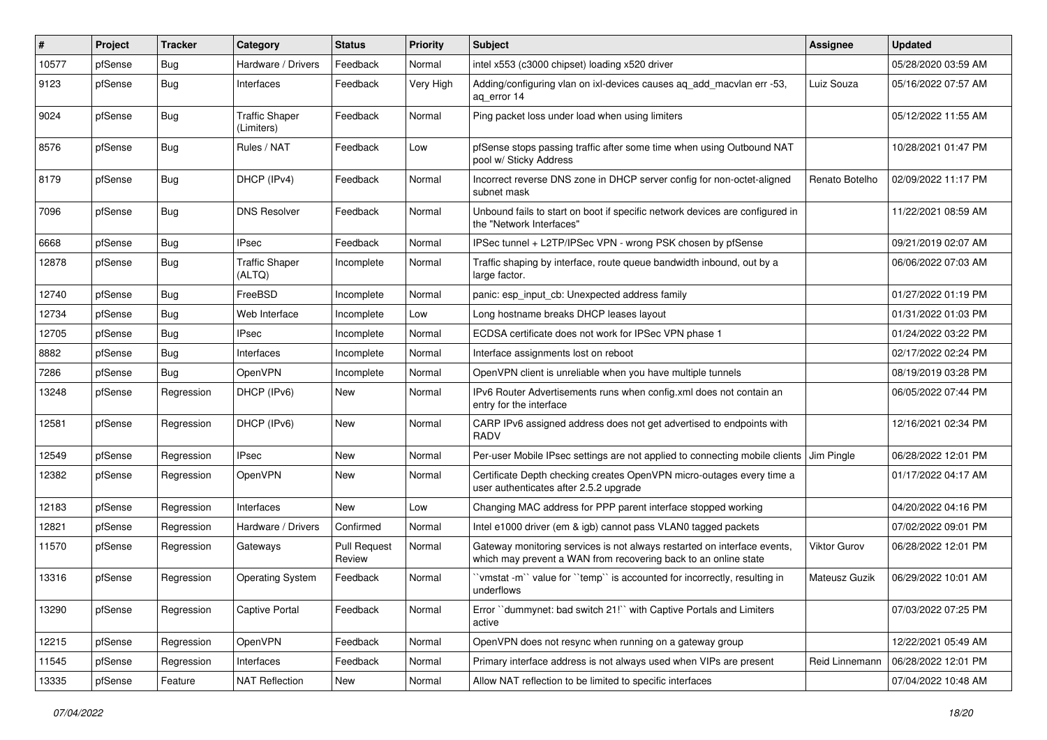| # | Project | Tracker | Category | Status | Priority | Subject | Assignee | Updated |
|---|---|---|---|---|---|---|---|---|
| 10577 | pfSense | Bug | Hardware / Drivers | Feedback | Normal | intel x553 (c3000 chipset) loading x520 driver | | 05/28/2020 03:59 AM |
| 9123 | pfSense | Bug | Interfaces | Feedback | Very High | Adding/configuring vlan on ixl-devices causes aq_add_macvlan err -53, aq_error 14 | Luiz Souza | 05/16/2022 07:57 AM |
| 9024 | pfSense | Bug | Traffic Shaper (Limiters) | Feedback | Normal | Ping packet loss under load when using limiters | | 05/12/2022 11:55 AM |
| 8576 | pfSense | Bug | Rules / NAT | Feedback | Low | pfSense stops passing traffic after some time when using Outbound NAT pool w/ Sticky Address | | 10/28/2021 01:47 PM |
| 8179 | pfSense | Bug | DHCP (IPv4) | Feedback | Normal | Incorrect reverse DNS zone in DHCP server config for non-octet-aligned subnet mask | Renato Botelho | 02/09/2022 11:17 PM |
| 7096 | pfSense | Bug | DNS Resolver | Feedback | Normal | Unbound fails to start on boot if specific network devices are configured in the "Network Interfaces" | | 11/22/2021 08:59 AM |
| 6668 | pfSense | Bug | IPsec | Feedback | Normal | IPSec tunnel + L2TP/IPSec VPN - wrong PSK chosen by pfSense | | 09/21/2019 02:07 AM |
| 12878 | pfSense | Bug | Traffic Shaper (ALTQ) | Incomplete | Normal | Traffic shaping by interface, route queue bandwidth inbound, out by a large factor. | | 06/06/2022 07:03 AM |
| 12740 | pfSense | Bug | FreeBSD | Incomplete | Normal | panic: esp_input_cb: Unexpected address family | | 01/27/2022 01:19 PM |
| 12734 | pfSense | Bug | Web Interface | Incomplete | Low | Long hostname breaks DHCP leases layout | | 01/31/2022 01:03 PM |
| 12705 | pfSense | Bug | IPsec | Incomplete | Normal | ECDSA certificate does not work for IPSec VPN phase 1 | | 01/24/2022 03:22 PM |
| 8882 | pfSense | Bug | Interfaces | Incomplete | Normal | Interface assignments lost on reboot | | 02/17/2022 02:24 PM |
| 7286 | pfSense | Bug | OpenVPN | Incomplete | Normal | OpenVPN client is unreliable when you have multiple tunnels | | 08/19/2019 03:28 PM |
| 13248 | pfSense | Regression | DHCP (IPv6) | New | Normal | IPv6 Router Advertisements runs when config.xml does not contain an entry for the interface | | 06/05/2022 07:44 PM |
| 12581 | pfSense | Regression | DHCP (IPv6) | New | Normal | CARP IPv6 assigned address does not get advertised to endpoints with RADV | | 12/16/2021 02:34 PM |
| 12549 | pfSense | Regression | IPsec | New | Normal | Per-user Mobile IPsec settings are not applied to connecting mobile clients | Jim Pingle | 06/28/2022 12:01 PM |
| 12382 | pfSense | Regression | OpenVPN | New | Normal | Certificate Depth checking creates OpenVPN micro-outages every time a user authenticates after 2.5.2 upgrade | | 01/17/2022 04:17 AM |
| 12183 | pfSense | Regression | Interfaces | New | Low | Changing MAC address for PPP parent interface stopped working | | 04/20/2022 04:16 PM |
| 12821 | pfSense | Regression | Hardware / Drivers | Confirmed | Normal | Intel e1000 driver (em & igb) cannot pass VLAN0 tagged packets | | 07/02/2022 09:01 PM |
| 11570 | pfSense | Regression | Gateways | Pull Request Review | Normal | Gateway monitoring services is not always restarted on interface events, which may prevent a WAN from recovering back to an online state | Viktor Gurov | 06/28/2022 12:01 PM |
| 13316 | pfSense | Regression | Operating System | Feedback | Normal | ``vmstat -m`` value for ``temp`` is accounted for incorrectly, resulting in underflows | Mateusz Guzik | 06/29/2022 10:01 AM |
| 13290 | pfSense | Regression | Captive Portal | Feedback | Normal | Error ``dummynet: bad switch 21!`` with Captive Portals and Limiters active | | 07/03/2022 07:25 PM |
| 12215 | pfSense | Regression | OpenVPN | Feedback | Normal | OpenVPN does not resync when running on a gateway group | | 12/22/2021 05:49 AM |
| 11545 | pfSense | Regression | Interfaces | Feedback | Normal | Primary interface address is not always used when VIPs are present | Reid Linnemann | 06/28/2022 12:01 PM |
| 13335 | pfSense | Feature | NAT Reflection | New | Normal | Allow NAT reflection to be limited to specific interfaces | | 07/04/2022 10:48 AM |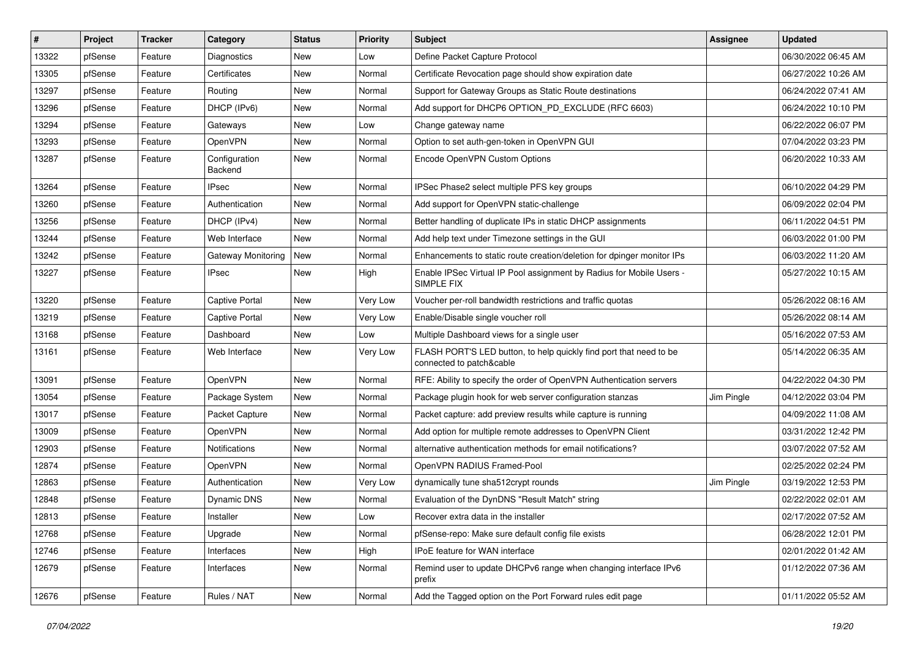| # | Project | Tracker | Category | Status | Priority | Subject | Assignee | Updated |
|---|---|---|---|---|---|---|---|---|
| 13322 | pfSense | Feature | Diagnostics | New | Low | Define Packet Capture Protocol | | 06/30/2022 06:45 AM |
| 13305 | pfSense | Feature | Certificates | New | Normal | Certificate Revocation page should show expiration date | | 06/27/2022 10:26 AM |
| 13297 | pfSense | Feature | Routing | New | Normal | Support for Gateway Groups as Static Route destinations | | 06/24/2022 07:41 AM |
| 13296 | pfSense | Feature | DHCP (IPv6) | New | Normal | Add support for DHCP6 OPTION_PD_EXCLUDE (RFC 6603) | | 06/24/2022 10:10 PM |
| 13294 | pfSense | Feature | Gateways | New | Low | Change gateway name | | 06/22/2022 06:07 PM |
| 13293 | pfSense | Feature | OpenVPN | New | Normal | Option to set auth-gen-token in OpenVPN GUI | | 07/04/2022 03:23 PM |
| 13287 | pfSense | Feature | Configuration Backend | New | Normal | Encode OpenVPN Custom Options | | 06/20/2022 10:33 AM |
| 13264 | pfSense | Feature | IPsec | New | Normal | IPSec Phase2 select multiple PFS key groups | | 06/10/2022 04:29 PM |
| 13260 | pfSense | Feature | Authentication | New | Normal | Add support for OpenVPN static-challenge | | 06/09/2022 02:04 PM |
| 13256 | pfSense | Feature | DHCP (IPv4) | New | Normal | Better handling of duplicate IPs in static DHCP assignments | | 06/11/2022 04:51 PM |
| 13244 | pfSense | Feature | Web Interface | New | Normal | Add help text under Timezone settings in the GUI | | 06/03/2022 01:00 PM |
| 13242 | pfSense | Feature | Gateway Monitoring | New | Normal | Enhancements to static route creation/deletion for dpinger monitor IPs | | 06/03/2022 11:20 AM |
| 13227 | pfSense | Feature | IPsec | New | High | Enable IPSec Virtual IP Pool assignment by Radius for Mobile Users - SIMPLE FIX | | 05/27/2022 10:15 AM |
| 13220 | pfSense | Feature | Captive Portal | New | Very Low | Voucher per-roll bandwidth restrictions and traffic quotas | | 05/26/2022 08:16 AM |
| 13219 | pfSense | Feature | Captive Portal | New | Very Low | Enable/Disable single voucher roll | | 05/26/2022 08:14 AM |
| 13168 | pfSense | Feature | Dashboard | New | Low | Multiple Dashboard views for a single user | | 05/16/2022 07:53 AM |
| 13161 | pfSense | Feature | Web Interface | New | Very Low | FLASH PORT'S LED button, to help quickly find port that need to be connected to patch&cable | | 05/14/2022 06:35 AM |
| 13091 | pfSense | Feature | OpenVPN | New | Normal | RFE: Ability to specify the order of OpenVPN Authentication servers | | 04/22/2022 04:30 PM |
| 13054 | pfSense | Feature | Package System | New | Normal | Package plugin hook for web server configuration stanzas | Jim Pingle | 04/12/2022 03:04 PM |
| 13017 | pfSense | Feature | Packet Capture | New | Normal | Packet capture: add preview results while capture is running | | 04/09/2022 11:08 AM |
| 13009 | pfSense | Feature | OpenVPN | New | Normal | Add option for multiple remote addresses to OpenVPN Client | | 03/31/2022 12:42 PM |
| 12903 | pfSense | Feature | Notifications | New | Normal | alternative authentication methods for email notifications? | | 03/07/2022 07:52 AM |
| 12874 | pfSense | Feature | OpenVPN | New | Normal | OpenVPN RADIUS Framed-Pool | | 02/25/2022 02:24 PM |
| 12863 | pfSense | Feature | Authentication | New | Very Low | dynamically tune sha512crypt rounds | Jim Pingle | 03/19/2022 12:53 PM |
| 12848 | pfSense | Feature | Dynamic DNS | New | Normal | Evaluation of the DynDNS "Result Match" string | | 02/22/2022 02:01 AM |
| 12813 | pfSense | Feature | Installer | New | Low | Recover extra data in the installer | | 02/17/2022 07:52 AM |
| 12768 | pfSense | Feature | Upgrade | New | Normal | pfSense-repo: Make sure default config file exists | | 06/28/2022 12:01 PM |
| 12746 | pfSense | Feature | Interfaces | New | High | IPoE feature for WAN interface | | 02/01/2022 01:42 AM |
| 12679 | pfSense | Feature | Interfaces | New | Normal | Remind user to update DHCPv6 range when changing interface IPv6 prefix | | 01/12/2022 07:36 AM |
| 12676 | pfSense | Feature | Rules / NAT | New | Normal | Add the Tagged option on the Port Forward rules edit page | | 01/11/2022 05:52 AM |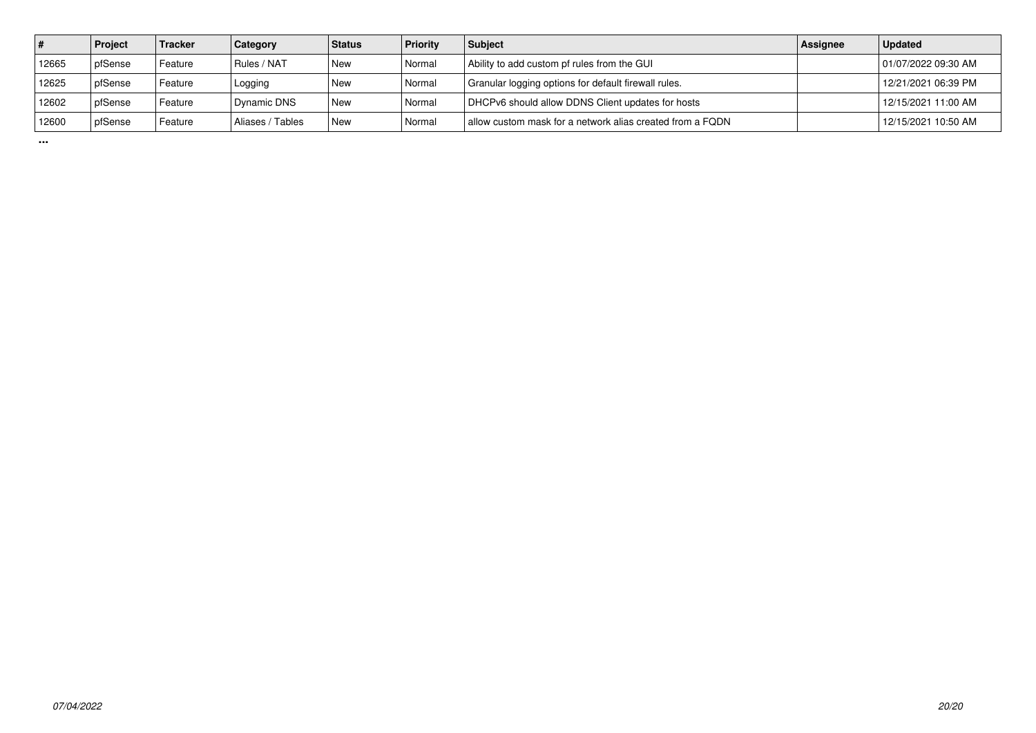| # | Project | Tracker | Category | Status | Priority | Subject | Assignee | Updated |
|---|---|---|---|---|---|---|---|---|
| 12665 | pfSense | Feature | Rules / NAT | New | Normal | Ability to add custom pf rules from the GUI | | 01/07/2022 09:30 AM |
| 12625 | pfSense | Feature | Logging | New | Normal | Granular logging options for default firewall rules. | | 12/21/2021 06:39 PM |
| 12602 | pfSense | Feature | Dynamic DNS | New | Normal | DHCPv6 should allow DDNS Client updates for hosts | | 12/15/2021 11:00 AM |
| 12600 | pfSense | Feature | Aliases / Tables | New | Normal | allow custom mask for a network alias created from a FQDN | | 12/15/2021 10:50 AM |

...